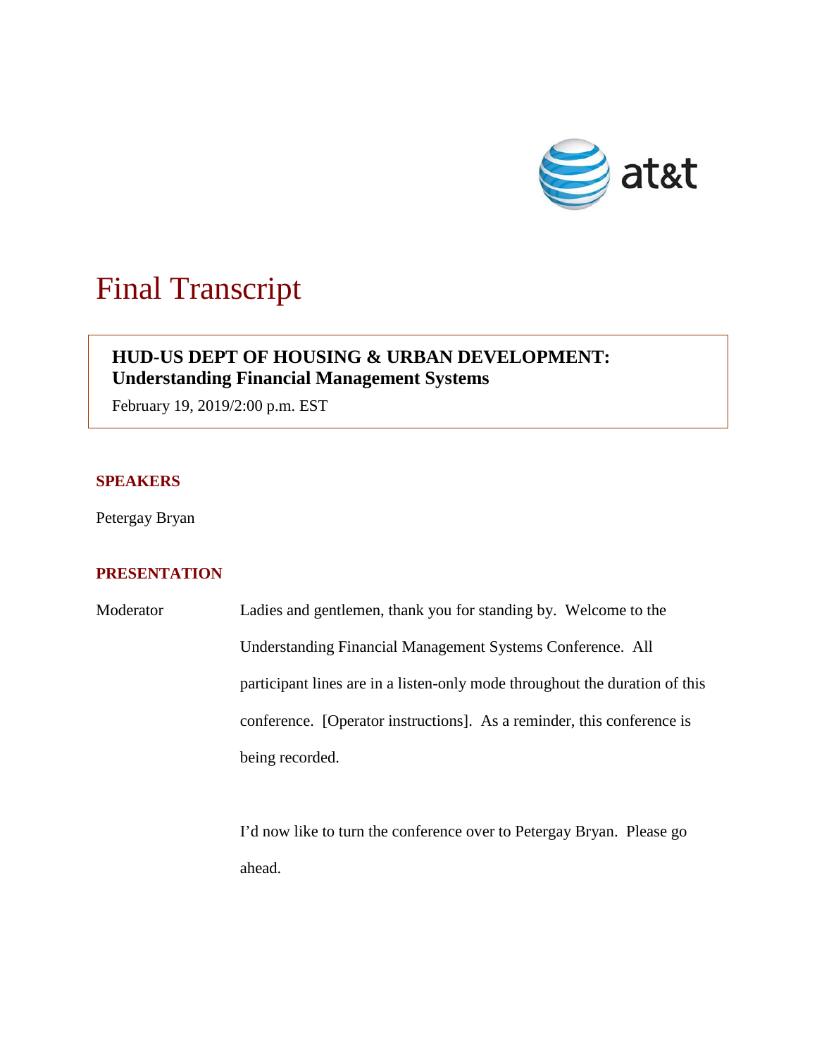# Final Transcript

**HUD-US DEPT OF HOUSING & URBAN DEVELOPMENT: Understanding Financial Management Systems**

February 19, 2019/2:00 p.m. EST

## SPEAKERS

Petergay Bryan

## PRESENTATION

Moderator Ladies and gentlemen, thank you for standing by. Welcome to the Understanding Financial Management Systems Conference. All participant lines are in a listen-only mode throughout the duration of this conference. [Operator instructions]. As a reminder, this conference is being recorded.

I'd now like to turn the conference over to Petergay Bryan. Please go ahead.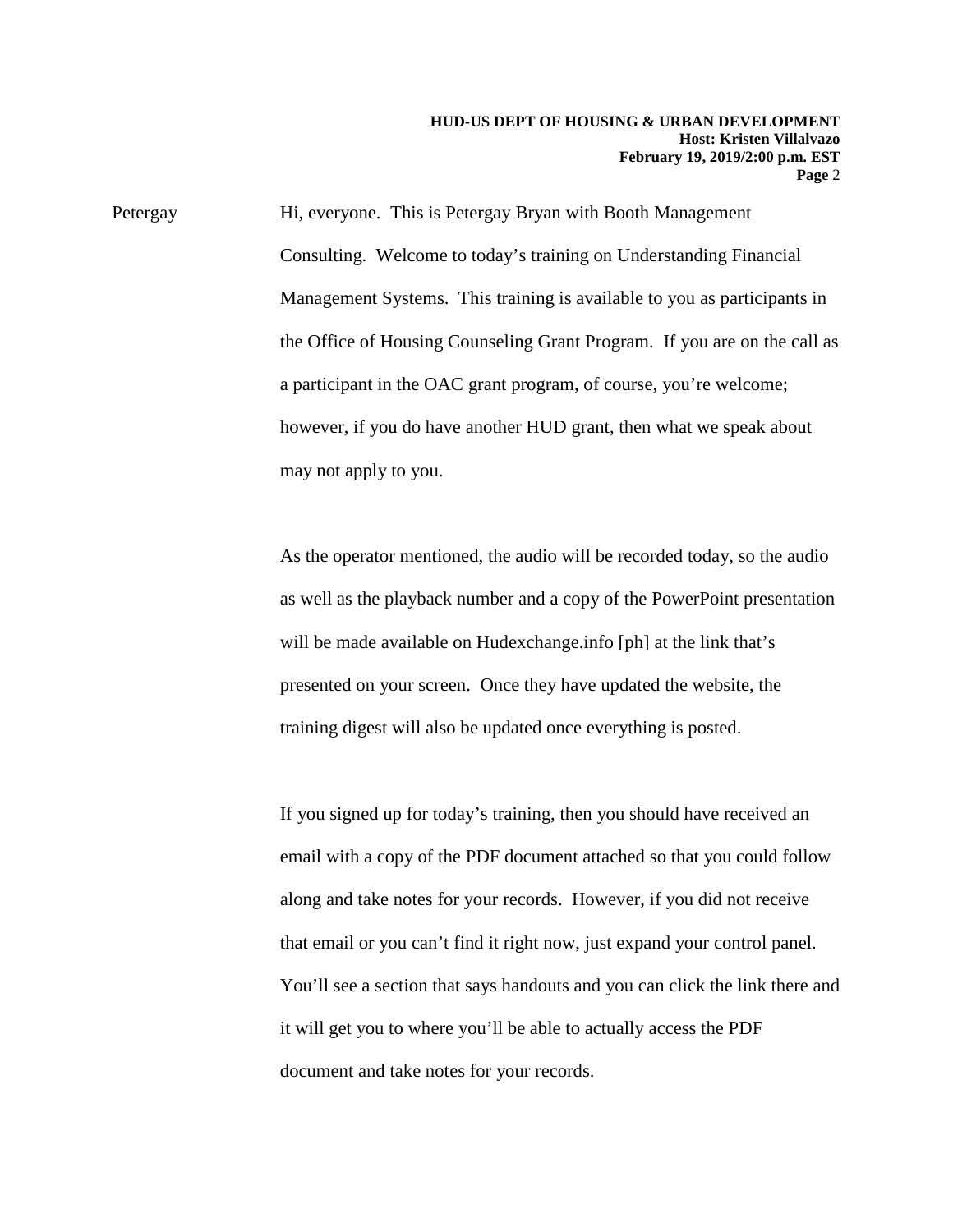Petergay Hi, everyone. This is Petergay Bryan with Booth Management Consulting. Welcome to today's training on Understanding Financial Management Systems. This training is available to you as participants in the Office of Housing Counseling Grant Program. If you are on the call as a participant in the OAC grant program, of course, you're welcome; however, if you do have another HUD grant, then what we speak about may not apply to you.

As the operator mentioned, the audio will be recorded today, so the audio as well as the playback number and a copy of the PowerPoint presentation will be made available on Hudexchange.info [ph] at the link that's presented on your screen. Once they have updated the website, the training digest will also be updated once everything is posted.

If you signed up for today's training, then you should have received an email with a copy of the PDF document attached so that you could follow along and take notes for your records. However, if you did not receive that email or you can't find it right now, just expand your control panel. You'll see a section that says handouts and you can click the link there and it will get you to where you'll be able to actually access the PDF document and take notes for your records.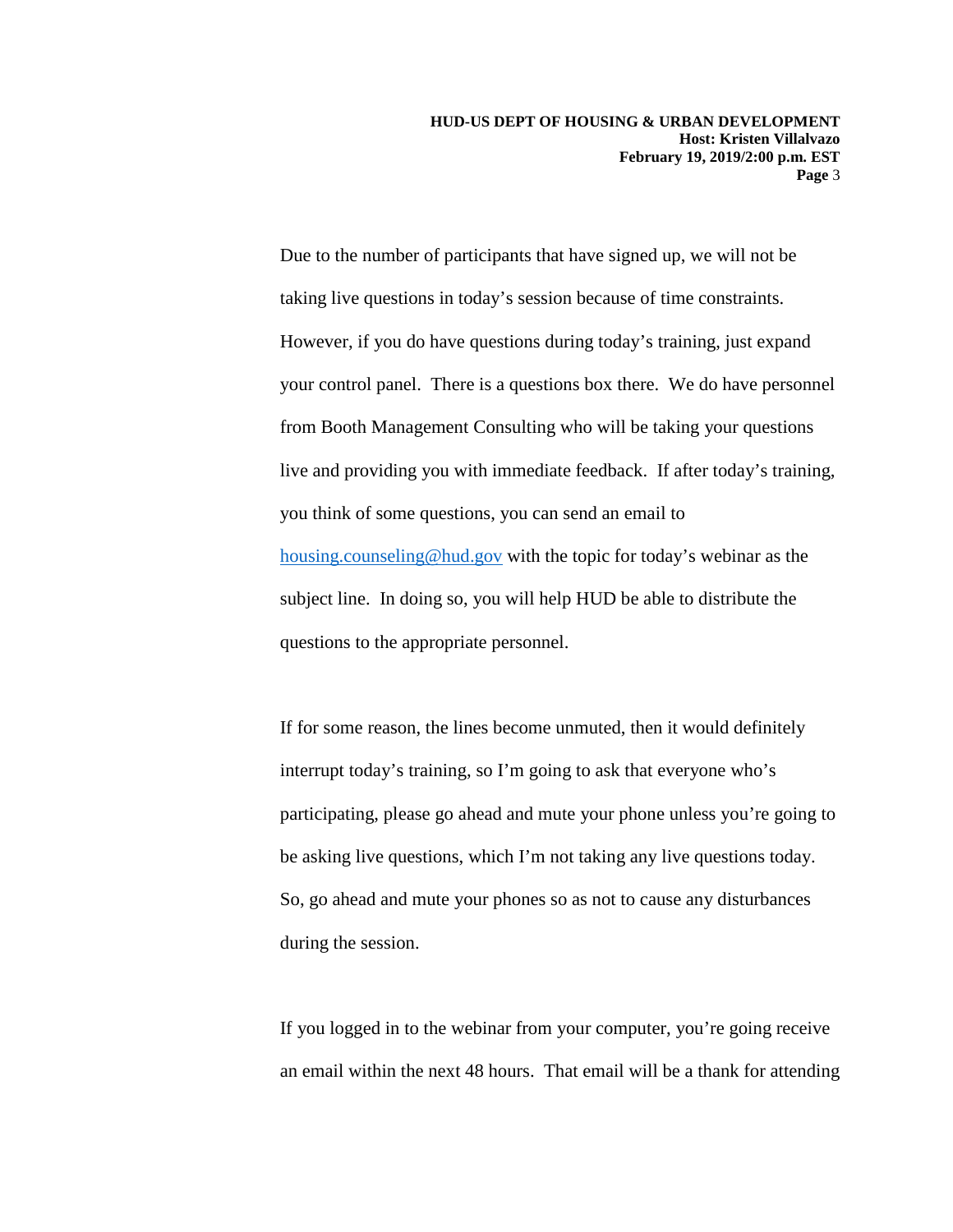Due to the number of participants that have signed up, we will not be taking live questions in today's session because of time constraints. However, if you do have questions during today's training, just expand your control panel. There is a questions box there. We do have personnel from Booth Management Consulting who will be taking your questions live and providing you with immediate feedback. If after today's training, you think of some questions, you can send an email to housing.counseling@hud.gov with the topic for today's webinar as the subject line. In doing so, you will help HUD be able to distribute the questions to the appropriate personnel.

If for some reason, the lines become unmuted, then it would definitely interrupt today's training, so I'm going to ask that everyone who's participating, please go ahead and mute your phone unless you're going to be asking live questions, which I'm not taking any live questions today. So, go ahead and mute your phones so as not to cause any disturbances during the session.

If you logged in to the webinar from your computer, you're going receive an email within the next 48 hours. That email will be a thank for attending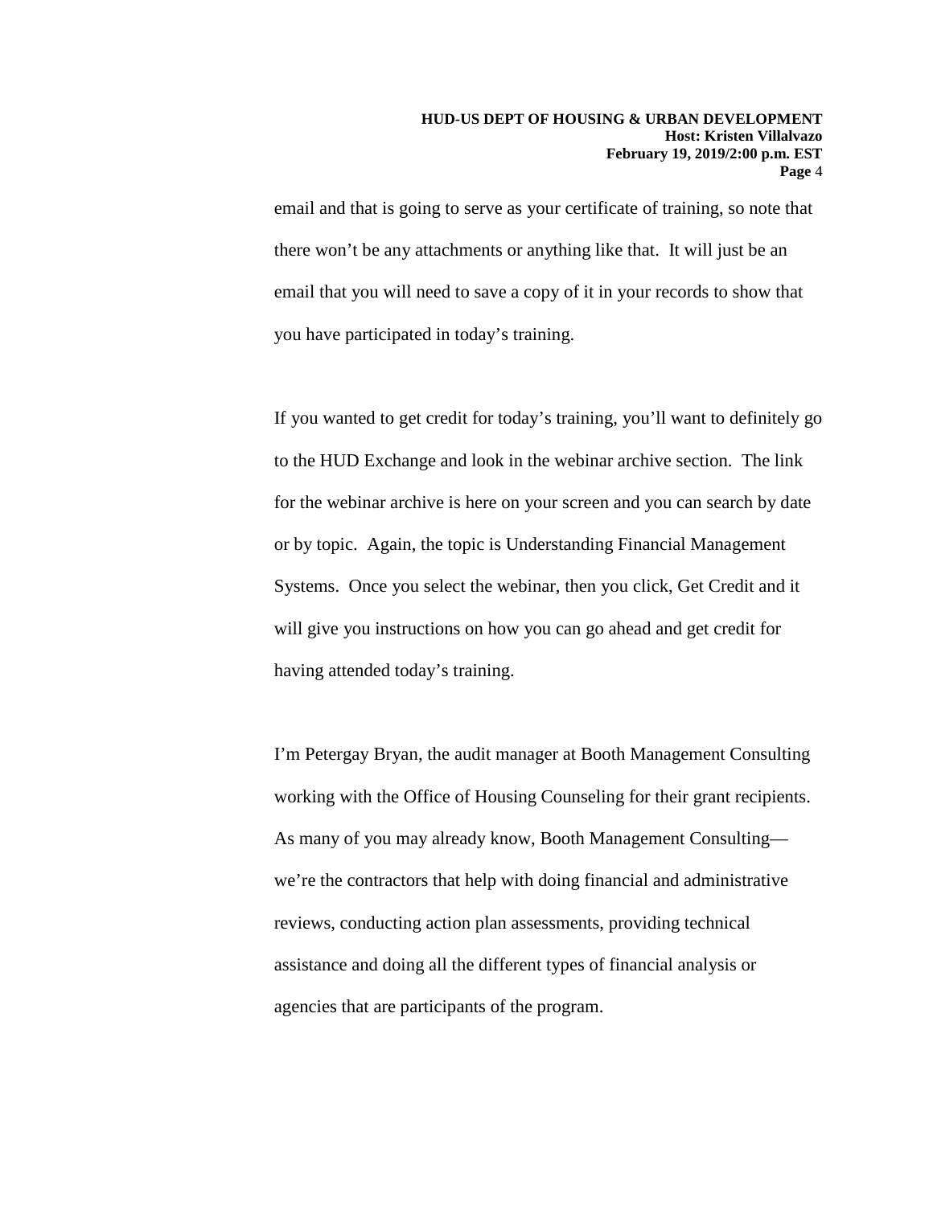email and that is going to serve as your certificate of training, so note that there won't be any attachments or anything like that. It will just be an email that you will need to save a copy of it in your records to show that you have participated in today's training.

If you wanted to get credit for today's training, you'll want to definitely go to the HUD Exchange and look in the webinar archive section. The link for the webinar archive is here on your screen and you can search by date or by topic. Again, the topic is Understanding Financial Management Systems. Once you select the webinar, then you click, Get Credit and it will give you instructions on how you can go ahead and get credit for having attended today's training.

I'm Petergay Bryan, the audit manager at Booth Management Consulting working with the Office of Housing Counseling for their grant recipients. As many of you may already know, Booth Management Consulting—we're the contractors that help with doing financial and administrative reviews, conducting action plan assessments, providing technical assistance and doing all the different types of financial analysis or agencies that are participants of the program.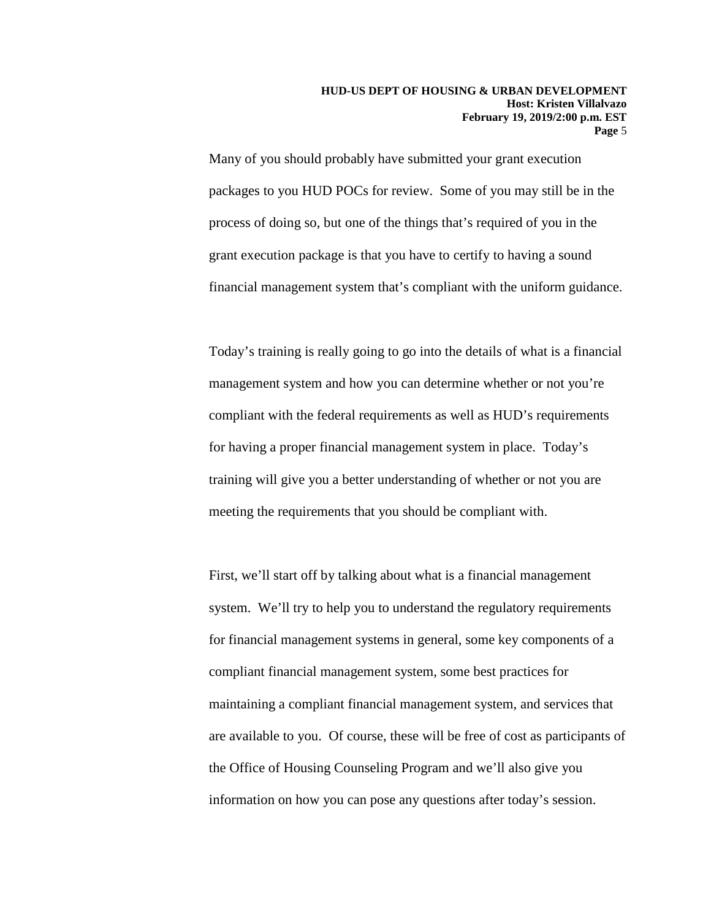Many of you should probably have submitted your grant execution packages to you HUD POCs for review. Some of you may still be in the process of doing so, but one of the things that's required of you in the grant execution package is that you have to certify to having a sound financial management system that's compliant with the uniform guidance.

Today's training is really going to go into the details of what is a financial management system and how you can determine whether or not you're compliant with the federal requirements as well as HUD's requirements for having a proper financial management system in place. Today's training will give you a better understanding of whether or not you are meeting the requirements that you should be compliant with.

First, we'll start off by talking about what is a financial management system. We'll try to help you to understand the regulatory requirements for financial management systems in general, some key components of a compliant financial management system, some best practices for maintaining a compliant financial management system, and services that are available to you. Of course, these will be free of cost as participants of the Office of Housing Counseling Program and we'll also give you information on how you can pose any questions after today's session.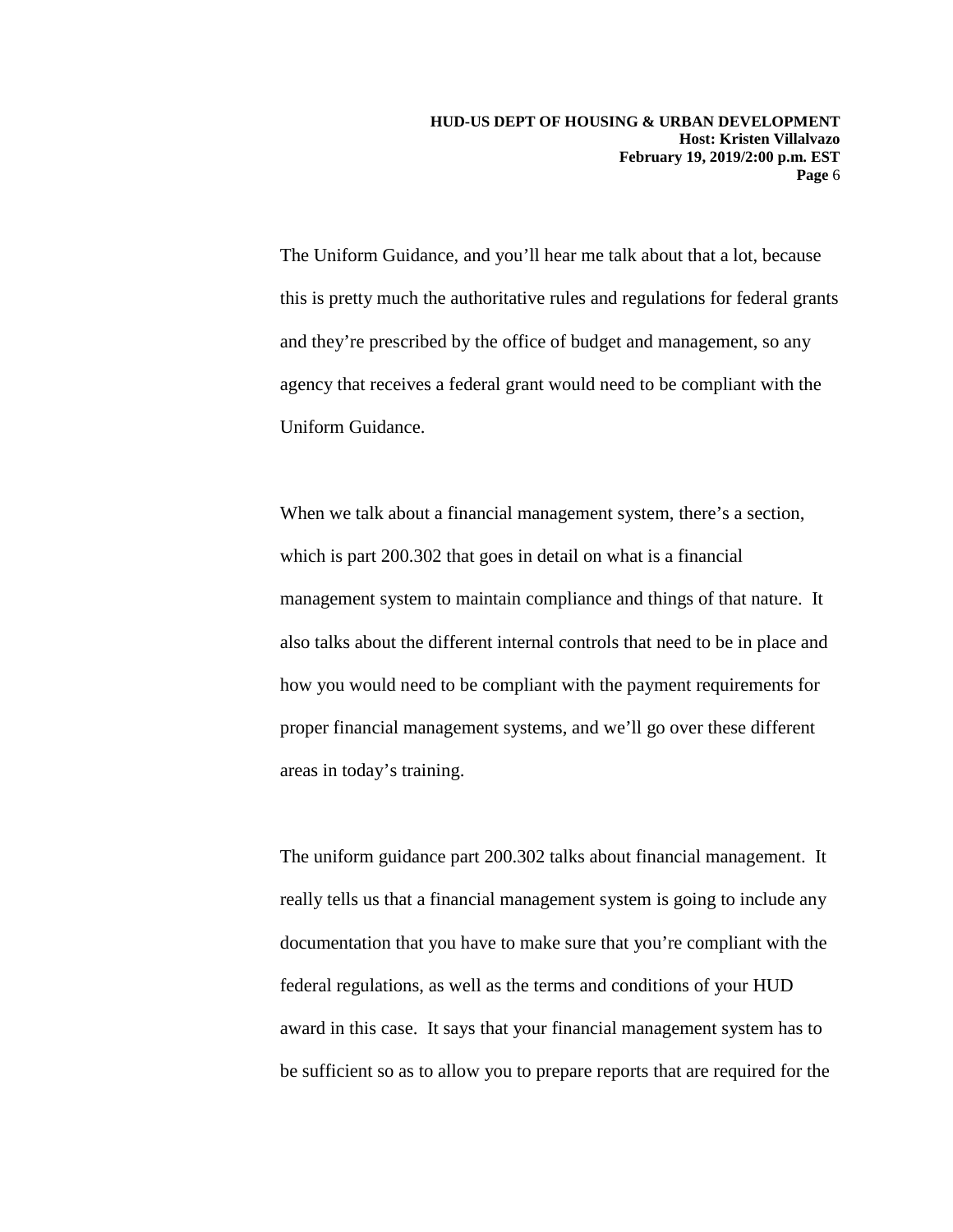The Uniform Guidance, and you'll hear me talk about that a lot, because this is pretty much the authoritative rules and regulations for federal grants and they're prescribed by the office of budget and management, so any agency that receives a federal grant would need to be compliant with the Uniform Guidance.

When we talk about a financial management system, there's a section, which is part 200.302 that goes in detail on what is a financial management system to maintain compliance and things of that nature. It also talks about the different internal controls that need to be in place and how you would need to be compliant with the payment requirements for proper financial management systems, and we'll go over these different areas in today's training.

The uniform guidance part 200.302 talks about financial management. It really tells us that a financial management system is going to include any documentation that you have to make sure that you're compliant with the federal regulations, as well as the terms and conditions of your HUD award in this case. It says that your financial management system has to be sufficient so as to allow you to prepare reports that are required for the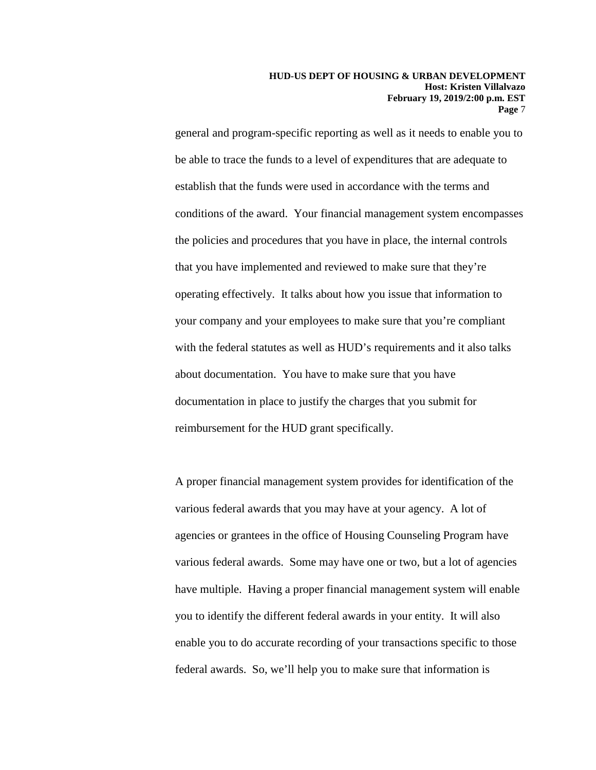general and program-specific reporting as well as it needs to enable you to be able to trace the funds to a level of expenditures that are adequate to establish that the funds were used in accordance with the terms and conditions of the award. Your financial management system encompasses the policies and procedures that you have in place, the internal controls that you have implemented and reviewed to make sure that they're operating effectively. It talks about how you issue that information to your company and your employees to make sure that you're compliant with the federal statutes as well as HUD's requirements and it also talks about documentation. You have to make sure that you have documentation in place to justify the charges that you submit for reimbursement for the HUD grant specifically.

A proper financial management system provides for identification of the various federal awards that you may have at your agency. A lot of agencies or grantees in the office of Housing Counseling Program have various federal awards. Some may have one or two, but a lot of agencies have multiple. Having a proper financial management system will enable you to identify the different federal awards in your entity. It will also enable you to do accurate recording of your transactions specific to those federal awards. So, we'll help you to make sure that information is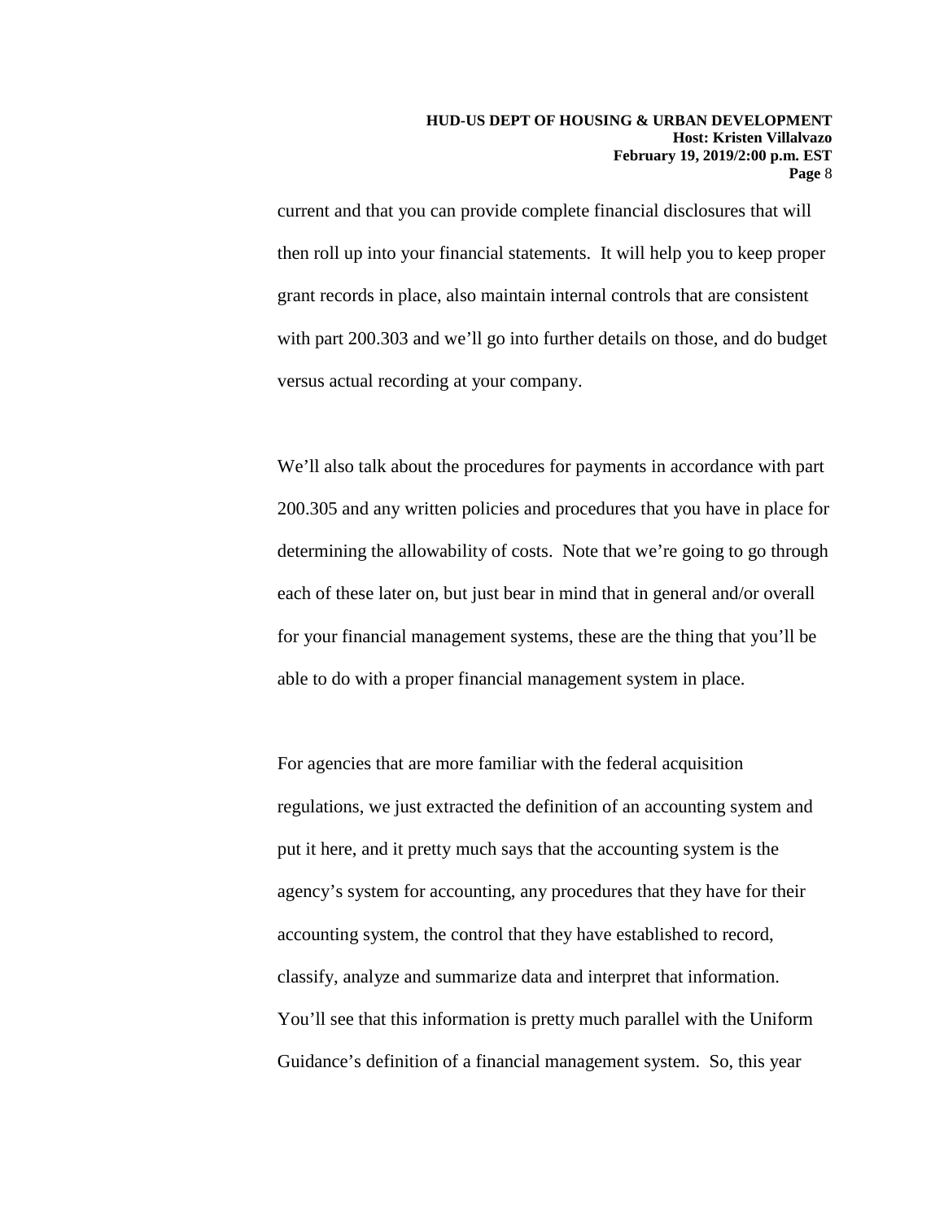current and that you can provide complete financial disclosures that will then roll up into your financial statements. It will help you to keep proper grant records in place, also maintain internal controls that are consistent with part 200.303 and we'll go into further details on those, and do budget versus actual recording at your company.

We'll also talk about the procedures for payments in accordance with part 200.305 and any written policies and procedures that you have in place for determining the allowability of costs. Note that we're going to go through each of these later on, but just bear in mind that in general and/or overall for your financial management systems, these are the thing that you'll be able to do with a proper financial management system in place.

For agencies that are more familiar with the federal acquisition regulations, we just extracted the definition of an accounting system and put it here, and it pretty much says that the accounting system is the agency's system for accounting, any procedures that they have for their accounting system, the control that they have established to record, classify, analyze and summarize data and interpret that information. You'll see that this information is pretty much parallel with the Uniform Guidance's definition of a financial management system. So, this year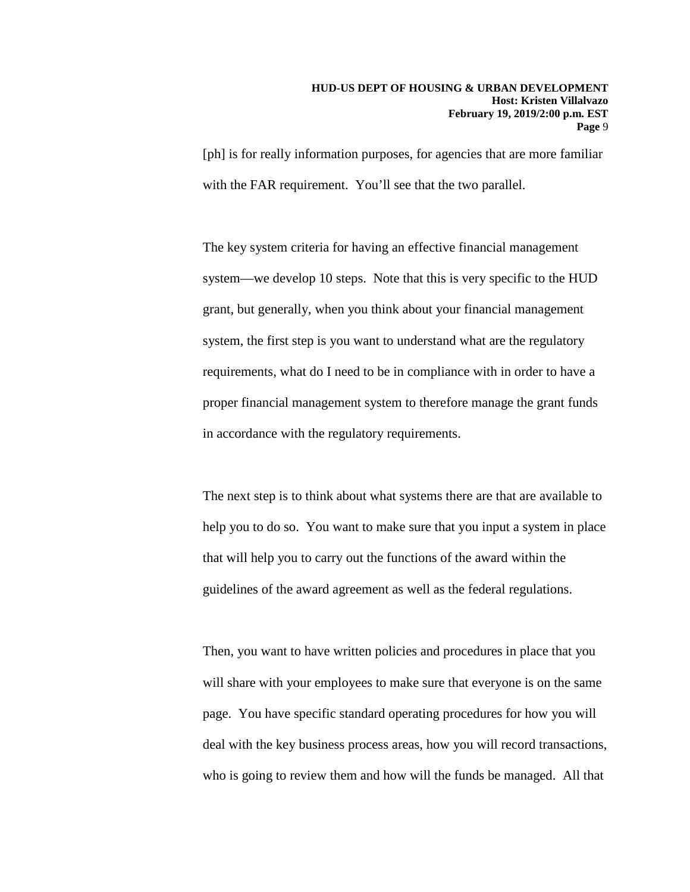[ph] is for really information purposes, for agencies that are more familiar with the FAR requirement. You'll see that the two parallel.

The key system criteria for having an effective financial management system—we develop 10 steps. Note that this is very specific to the HUD grant, but generally, when you think about your financial management system, the first step is you want to understand what are the regulatory requirements, what do I need to be in compliance with in order to have a proper financial management system to therefore manage the grant funds in accordance with the regulatory requirements.

The next step is to think about what systems there are that are available to help you to do so. You want to make sure that you input a system in place that will help you to carry out the functions of the award within the guidelines of the award agreement as well as the federal regulations.

Then, you want to have written policies and procedures in place that you will share with your employees to make sure that everyone is on the same page. You have specific standard operating procedures for how you will deal with the key business process areas, how you will record transactions, who is going to review them and how will the funds be managed. All that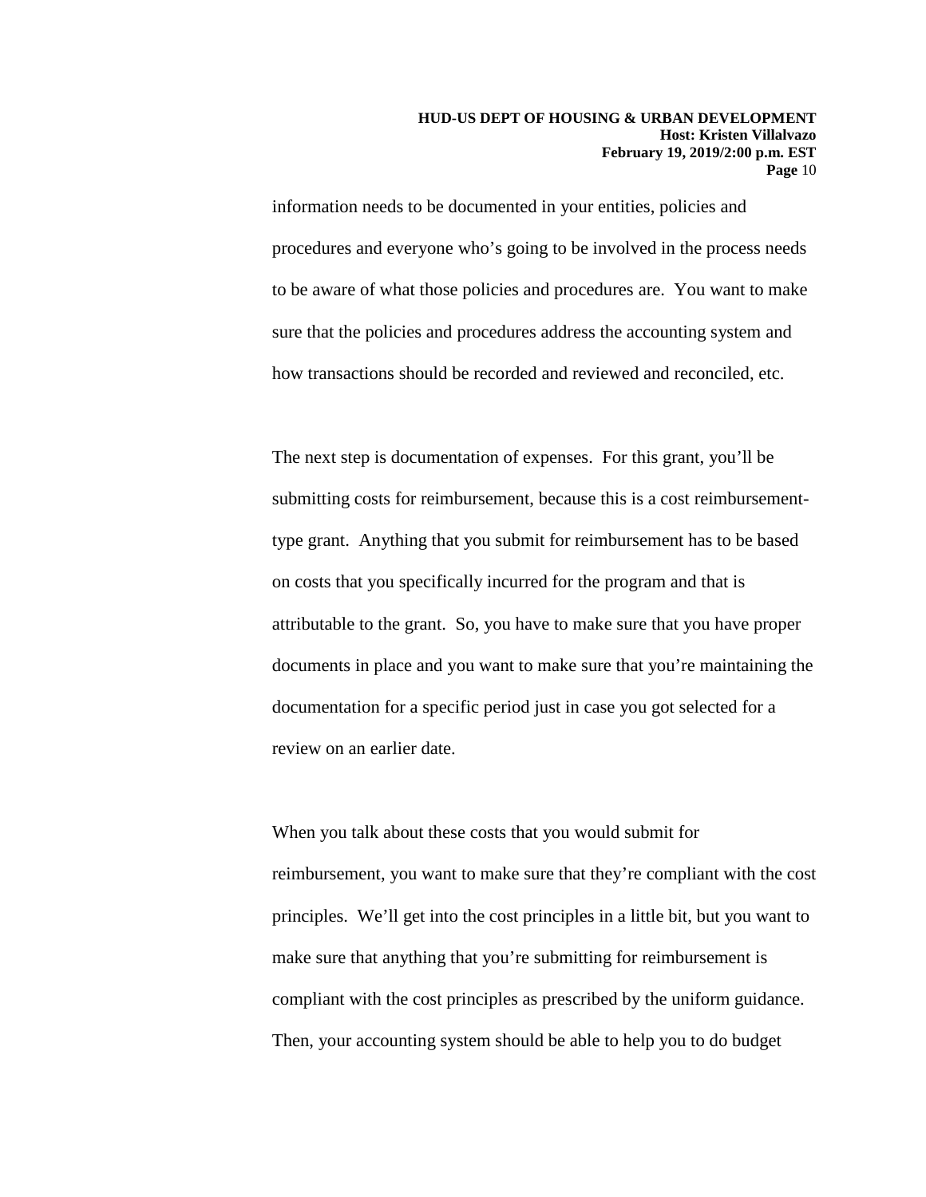information needs to be documented in your entities, policies and procedures and everyone who's going to be involved in the process needs to be aware of what those policies and procedures are. You want to make sure that the policies and procedures address the accounting system and how transactions should be recorded and reviewed and reconciled, etc.

The next step is documentation of expenses. For this grant, you'll be submitting costs for reimbursement, because this is a cost reimbursement-type grant. Anything that you submit for reimbursement has to be based on costs that you specifically incurred for the program and that is attributable to the grant. So, you have to make sure that you have proper documents in place and you want to make sure that you're maintaining the documentation for a specific period just in case you got selected for a review on an earlier date.

When you talk about these costs that you would submit for reimbursement, you want to make sure that they're compliant with the cost principles. We'll get into the cost principles in a little bit, but you want to make sure that anything that you're submitting for reimbursement is compliant with the cost principles as prescribed by the uniform guidance. Then, your accounting system should be able to help you to do budget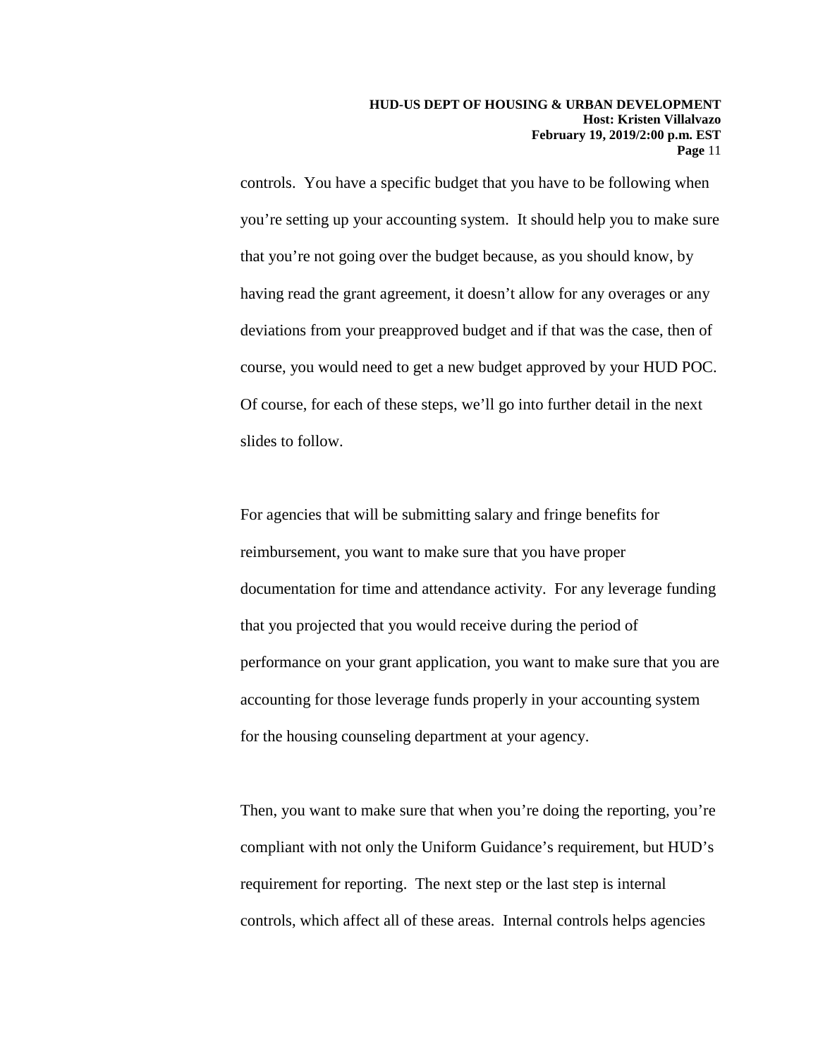controls. You have a specific budget that you have to be following when you're setting up your accounting system. It should help you to make sure that you're not going over the budget because, as you should know, by having read the grant agreement, it doesn't allow for any overages or any deviations from your preapproved budget and if that was the case, then of course, you would need to get a new budget approved by your HUD POC. Of course, for each of these steps, we'll go into further detail in the next slides to follow.

For agencies that will be submitting salary and fringe benefits for reimbursement, you want to make sure that you have proper documentation for time and attendance activity. For any leverage funding that you projected that you would receive during the period of performance on your grant application, you want to make sure that you are accounting for those leverage funds properly in your accounting system for the housing counseling department at your agency.

Then, you want to make sure that when you're doing the reporting, you're compliant with not only the Uniform Guidance's requirement, but HUD's requirement for reporting. The next step or the last step is internal controls, which affect all of these areas. Internal controls helps agencies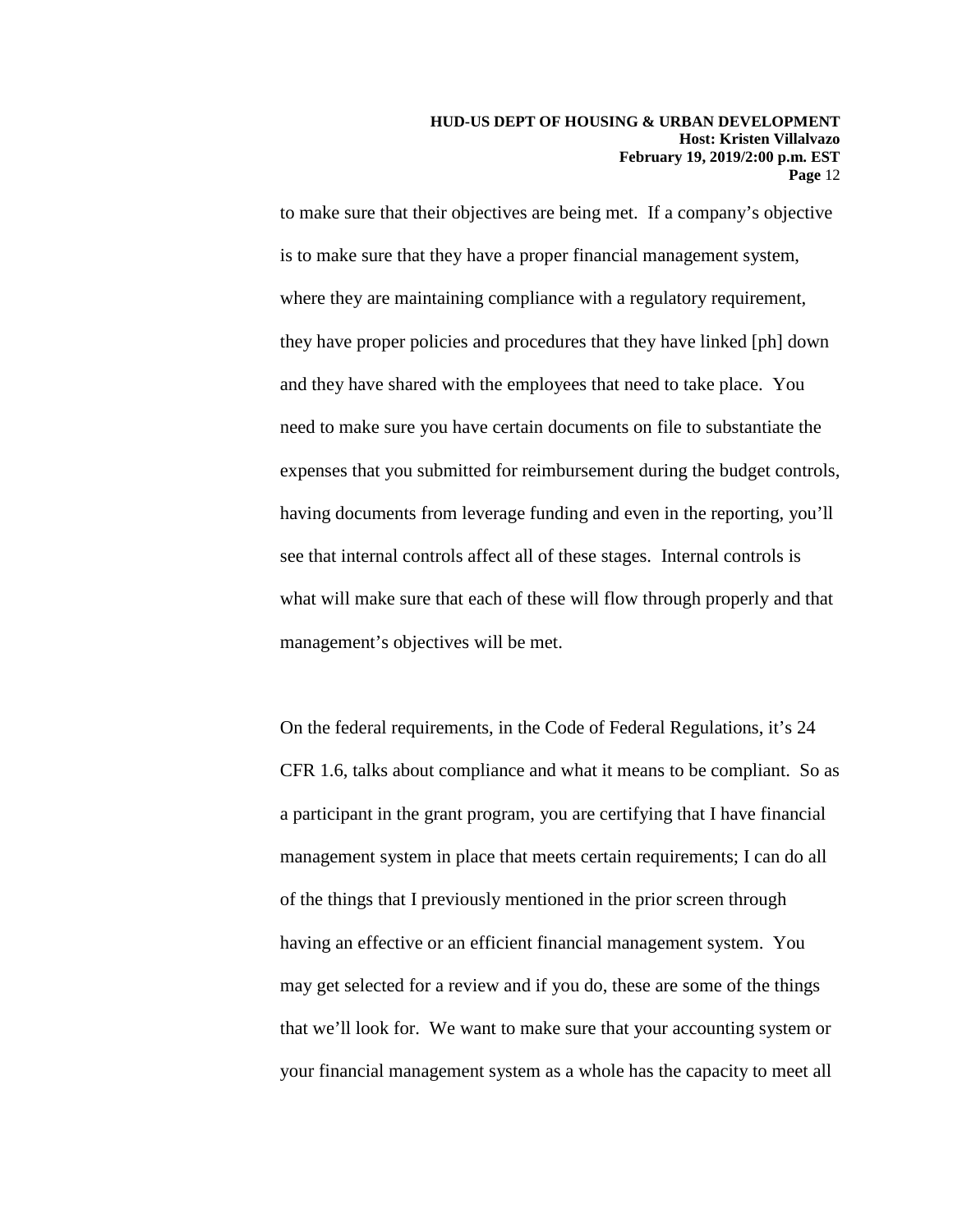to make sure that their objectives are being met. If a company's objective is to make sure that they have a proper financial management system, where they are maintaining compliance with a regulatory requirement, they have proper policies and procedures that they have linked [ph] down and they have shared with the employees that need to take place. You need to make sure you have certain documents on file to substantiate the expenses that you submitted for reimbursement during the budget controls, having documents from leverage funding and even in the reporting, you'll see that internal controls affect all of these stages. Internal controls is what will make sure that each of these will flow through properly and that management's objectives will be met.

On the federal requirements, in the Code of Federal Regulations, it's 24 CFR 1.6, talks about compliance and what it means to be compliant. So as a participant in the grant program, you are certifying that I have financial management system in place that meets certain requirements; I can do all of the things that I previously mentioned in the prior screen through having an effective or an efficient financial management system. You may get selected for a review and if you do, these are some of the things that we'll look for. We want to make sure that your accounting system or your financial management system as a whole has the capacity to meet all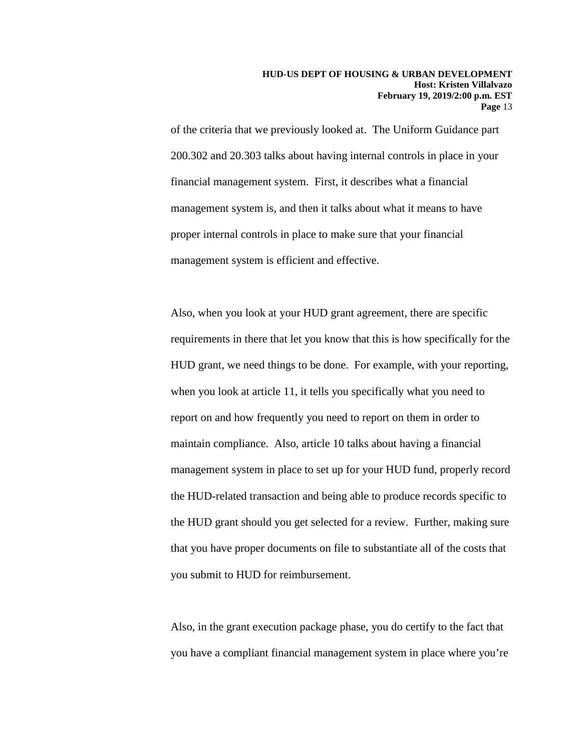of the criteria that we previously looked at. The Uniform Guidance part 200.302 and 20.303 talks about having internal controls in place in your financial management system. First, it describes what a financial management system is, and then it talks about what it means to have proper internal controls in place to make sure that your financial management system is efficient and effective.

Also, when you look at your HUD grant agreement, there are specific requirements in there that let you know that this is how specifically for the HUD grant, we need things to be done. For example, with your reporting, when you look at article 11, it tells you specifically what you need to report on and how frequently you need to report on them in order to maintain compliance. Also, article 10 talks about having a financial management system in place to set up for your HUD fund, properly record the HUD-related transaction and being able to produce records specific to the HUD grant should you get selected for a review. Further, making sure that you have proper documents on file to substantiate all of the costs that you submit to HUD for reimbursement.

Also, in the grant execution package phase, you do certify to the fact that you have a compliant financial management system in place where you're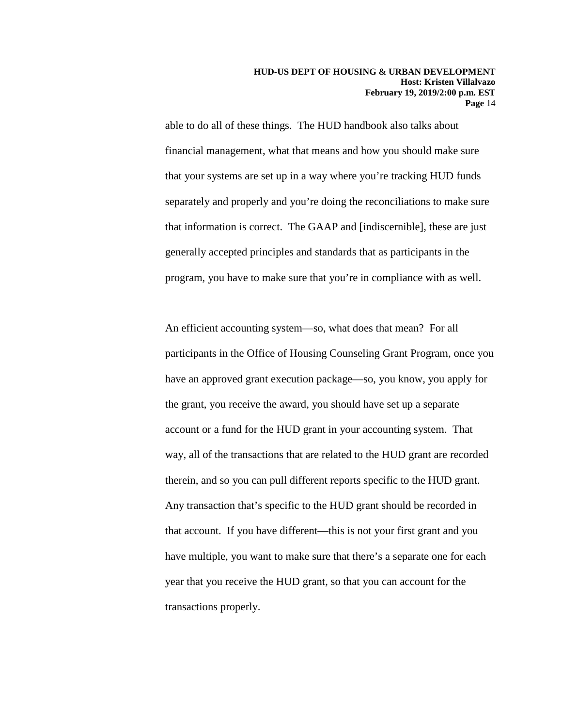able to do all of these things. The HUD handbook also talks about financial management, what that means and how you should make sure that your systems are set up in a way where you're tracking HUD funds separately and properly and you're doing the reconciliations to make sure that information is correct. The GAAP and [indiscernible], these are just generally accepted principles and standards that as participants in the program, you have to make sure that you're in compliance with as well.

An efficient accounting system—so, what does that mean? For all participants in the Office of Housing Counseling Grant Program, once you have an approved grant execution package—so, you know, you apply for the grant, you receive the award, you should have set up a separate account or a fund for the HUD grant in your accounting system. That way, all of the transactions that are related to the HUD grant are recorded therein, and so you can pull different reports specific to the HUD grant. Any transaction that's specific to the HUD grant should be recorded in that account. If you have different—this is not your first grant and you have multiple, you want to make sure that there's a separate one for each year that you receive the HUD grant, so that you can account for the transactions properly.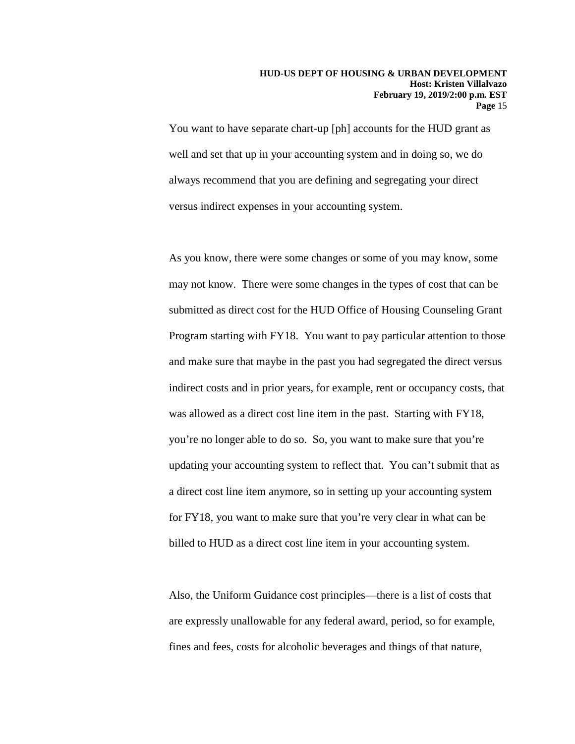You want to have separate chart-up [ph] accounts for the HUD grant as well and set that up in your accounting system and in doing so, we do always recommend that you are defining and segregating your direct versus indirect expenses in your accounting system.

As you know, there were some changes or some of you may know, some may not know. There were some changes in the types of cost that can be submitted as direct cost for the HUD Office of Housing Counseling Grant Program starting with FY18. You want to pay particular attention to those and make sure that maybe in the past you had segregated the direct versus indirect costs and in prior years, for example, rent or occupancy costs, that was allowed as a direct cost line item in the past. Starting with FY18, you're no longer able to do so. So, you want to make sure that you're updating your accounting system to reflect that. You can't submit that as a direct cost line item anymore, so in setting up your accounting system for FY18, you want to make sure that you're very clear in what can be billed to HUD as a direct cost line item in your accounting system.

Also, the Uniform Guidance cost principles—there is a list of costs that are expressly unallowable for any federal award, period, so for example, fines and fees, costs for alcoholic beverages and things of that nature,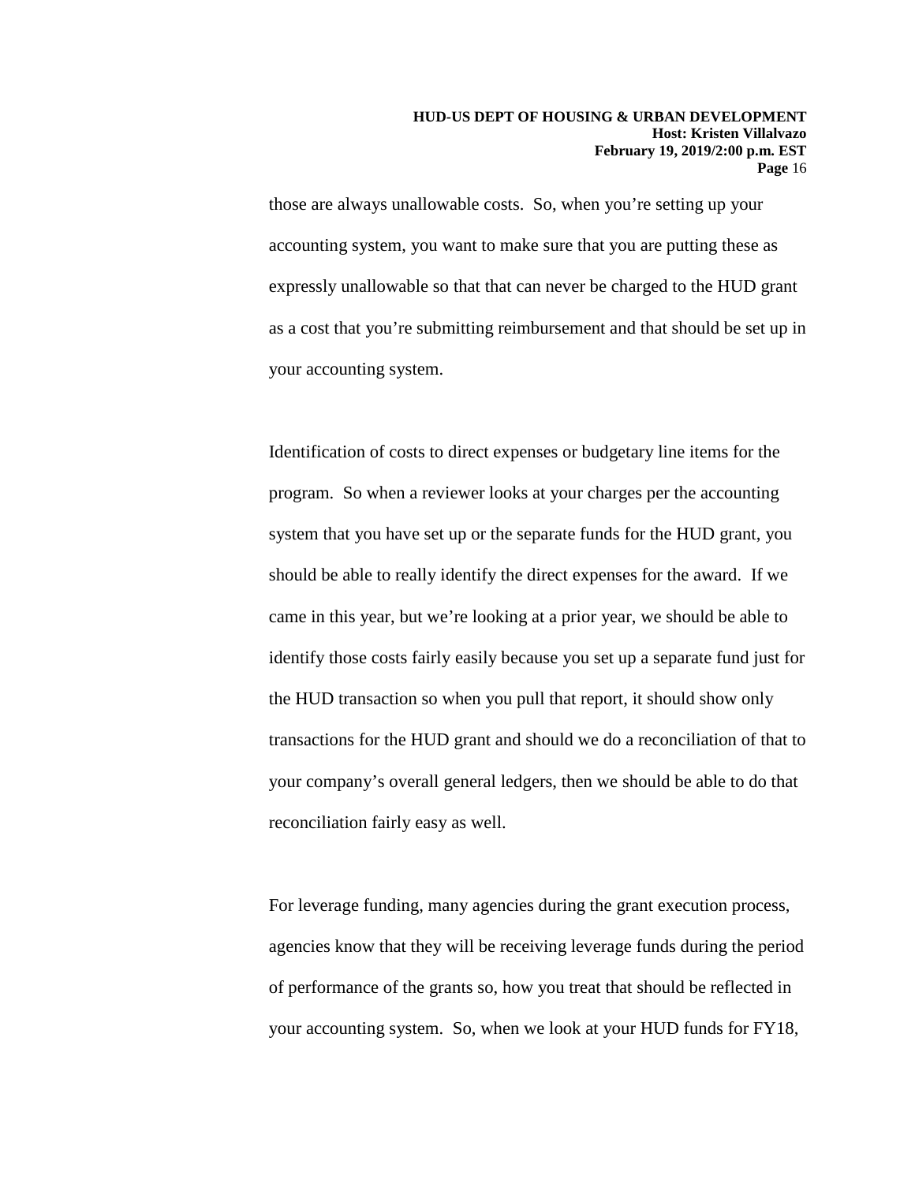those are always unallowable costs. So, when you're setting up your accounting system, you want to make sure that you are putting these as expressly unallowable so that that can never be charged to the HUD grant as a cost that you're submitting reimbursement and that should be set up in your accounting system.

Identification of costs to direct expenses or budgetary line items for the program. So when a reviewer looks at your charges per the accounting system that you have set up or the separate funds for the HUD grant, you should be able to really identify the direct expenses for the award. If we came in this year, but we're looking at a prior year, we should be able to identify those costs fairly easily because you set up a separate fund just for the HUD transaction so when you pull that report, it should show only transactions for the HUD grant and should we do a reconciliation of that to your company's overall general ledgers, then we should be able to do that reconciliation fairly easy as well.

For leverage funding, many agencies during the grant execution process, agencies know that they will be receiving leverage funds during the period of performance of the grants so, how you treat that should be reflected in your accounting system. So, when we look at your HUD funds for FY18,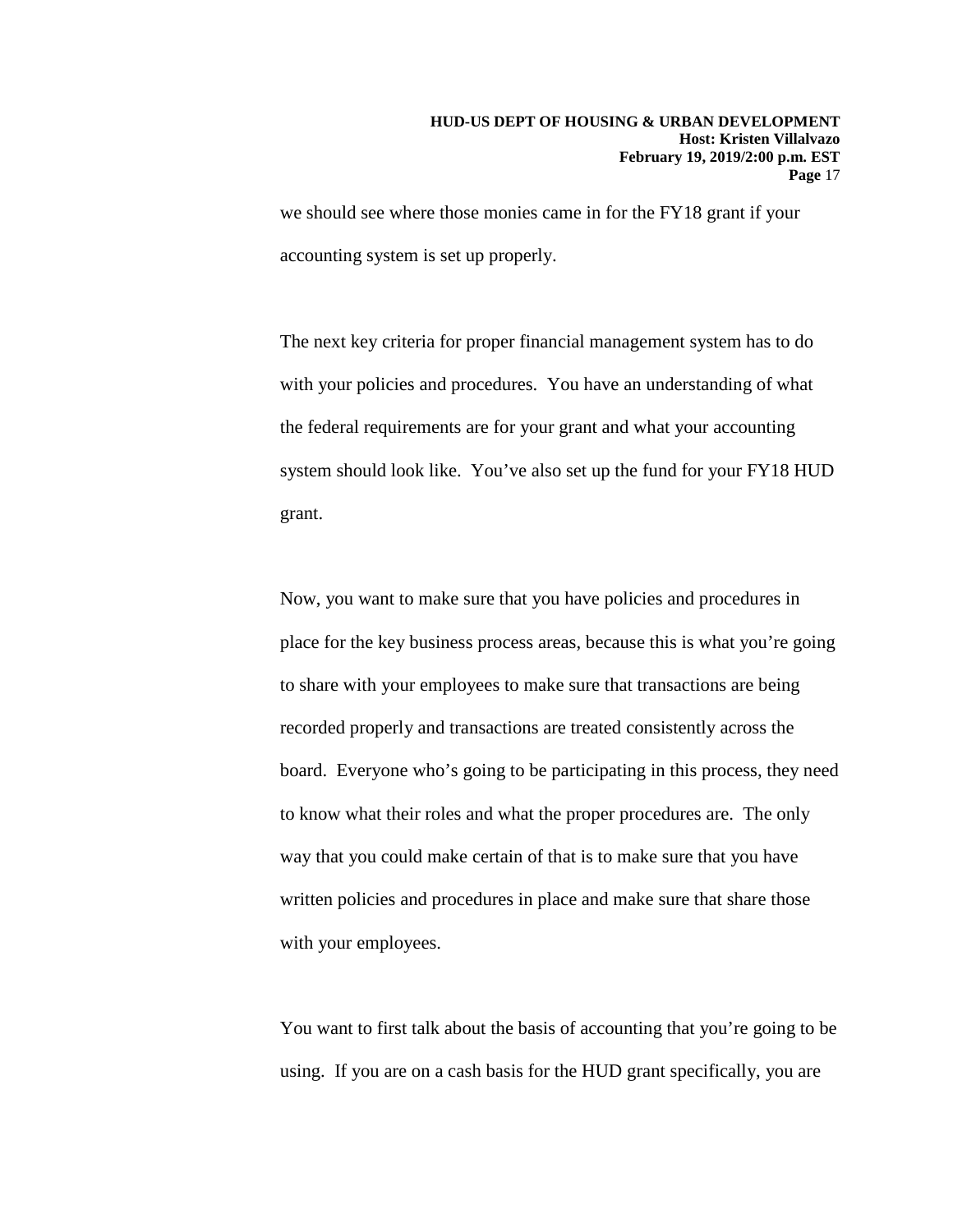we should see where those monies came in for the FY18 grant if your accounting system is set up properly.

The next key criteria for proper financial management system has to do with your policies and procedures. You have an understanding of what the federal requirements are for your grant and what your accounting system should look like. You've also set up the fund for your FY18 HUD grant.

Now, you want to make sure that you have policies and procedures in place for the key business process areas, because this is what you're going to share with your employees to make sure that transactions are being recorded properly and transactions are treated consistently across the board. Everyone who's going to be participating in this process, they need to know what their roles and what the proper procedures are. The only way that you could make certain of that is to make sure that you have written policies and procedures in place and make sure that share those with your employees.

You want to first talk about the basis of accounting that you're going to be using. If you are on a cash basis for the HUD grant specifically, you are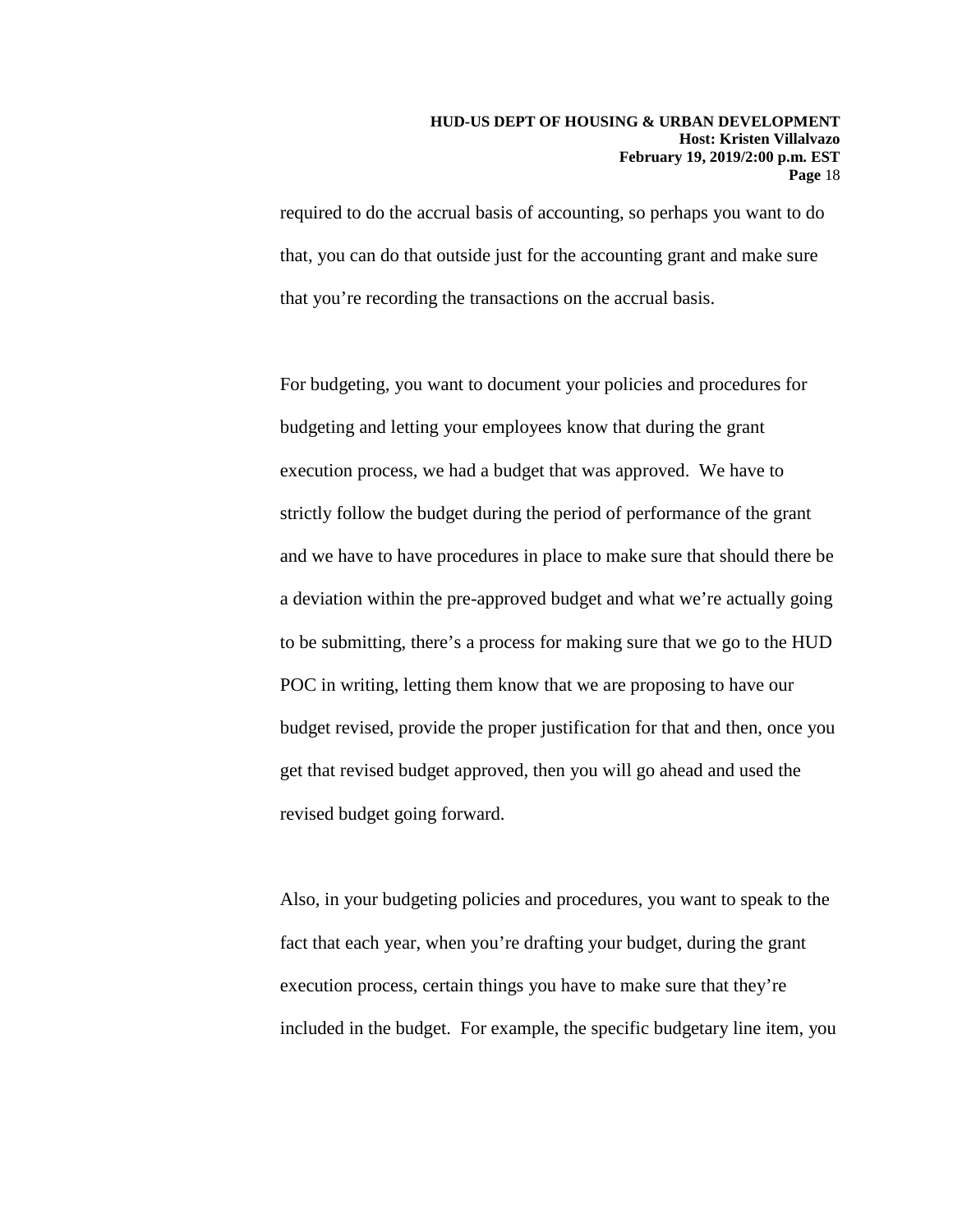required to do the accrual basis of accounting, so perhaps you want to do that, you can do that outside just for the accounting grant and make sure that you're recording the transactions on the accrual basis.

For budgeting, you want to document your policies and procedures for budgeting and letting your employees know that during the grant execution process, we had a budget that was approved. We have to strictly follow the budget during the period of performance of the grant and we have to have procedures in place to make sure that should there be a deviation within the pre-approved budget and what we're actually going to be submitting, there's a process for making sure that we go to the HUD POC in writing, letting them know that we are proposing to have our budget revised, provide the proper justification for that and then, once you get that revised budget approved, then you will go ahead and used the revised budget going forward.

Also, in your budgeting policies and procedures, you want to speak to the fact that each year, when you're drafting your budget, during the grant execution process, certain things you have to make sure that they're included in the budget. For example, the specific budgetary line item, you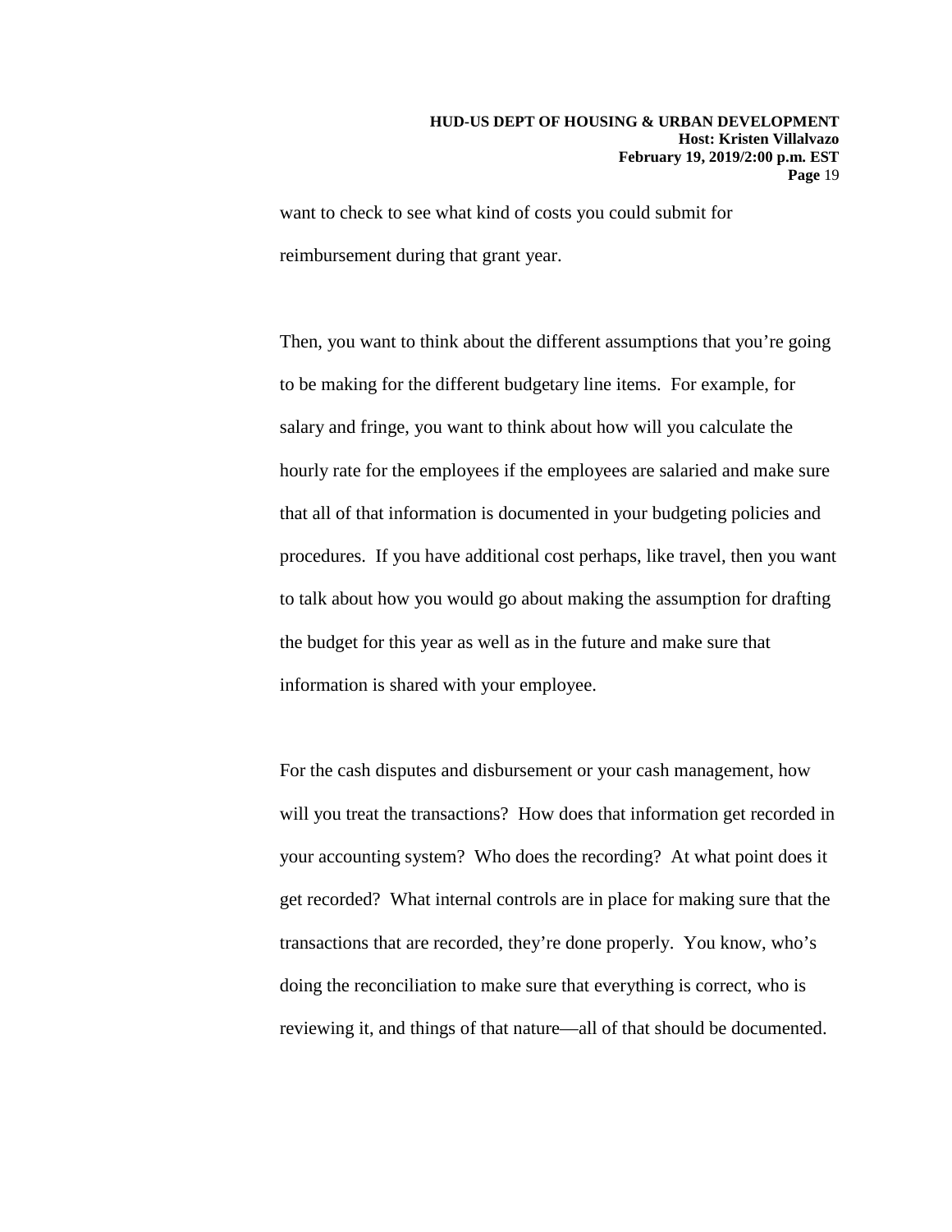want to check to see what kind of costs you could submit for reimbursement during that grant year.

Then, you want to think about the different assumptions that you're going to be making for the different budgetary line items. For example, for salary and fringe, you want to think about how will you calculate the hourly rate for the employees if the employees are salaried and make sure that all of that information is documented in your budgeting policies and procedures. If you have additional cost perhaps, like travel, then you want to talk about how you would go about making the assumption for drafting the budget for this year as well as in the future and make sure that information is shared with your employee.

For the cash disputes and disbursement or your cash management, how will you treat the transactions? How does that information get recorded in your accounting system? Who does the recording? At what point does it get recorded? What internal controls are in place for making sure that the transactions that are recorded, they're done properly. You know, who's doing the reconciliation to make sure that everything is correct, who is reviewing it, and things of that nature—all of that should be documented.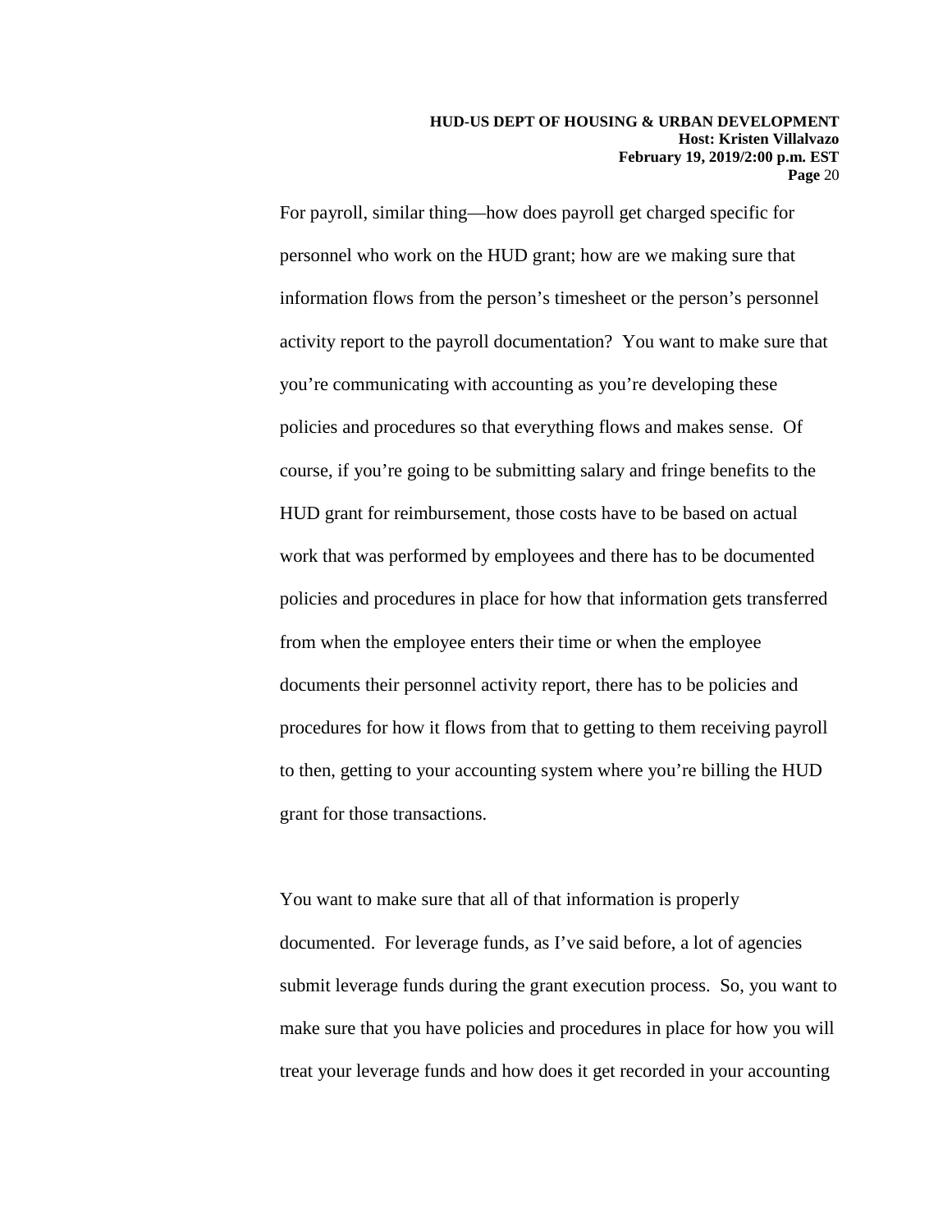For payroll, similar thing—how does payroll get charged specific for personnel who work on the HUD grant; how are we making sure that information flows from the person's timesheet or the person's personnel activity report to the payroll documentation? You want to make sure that you're communicating with accounting as you're developing these policies and procedures so that everything flows and makes sense. Of course, if you're going to be submitting salary and fringe benefits to the HUD grant for reimbursement, those costs have to be based on actual work that was performed by employees and there has to be documented policies and procedures in place for how that information gets transferred from when the employee enters their time or when the employee documents their personnel activity report, there has to be policies and procedures for how it flows from that to getting to them receiving payroll to then, getting to your accounting system where you're billing the HUD grant for those transactions.

You want to make sure that all of that information is properly documented. For leverage funds, as I've said before, a lot of agencies submit leverage funds during the grant execution process. So, you want to make sure that you have policies and procedures in place for how you will treat your leverage funds and how does it get recorded in your accounting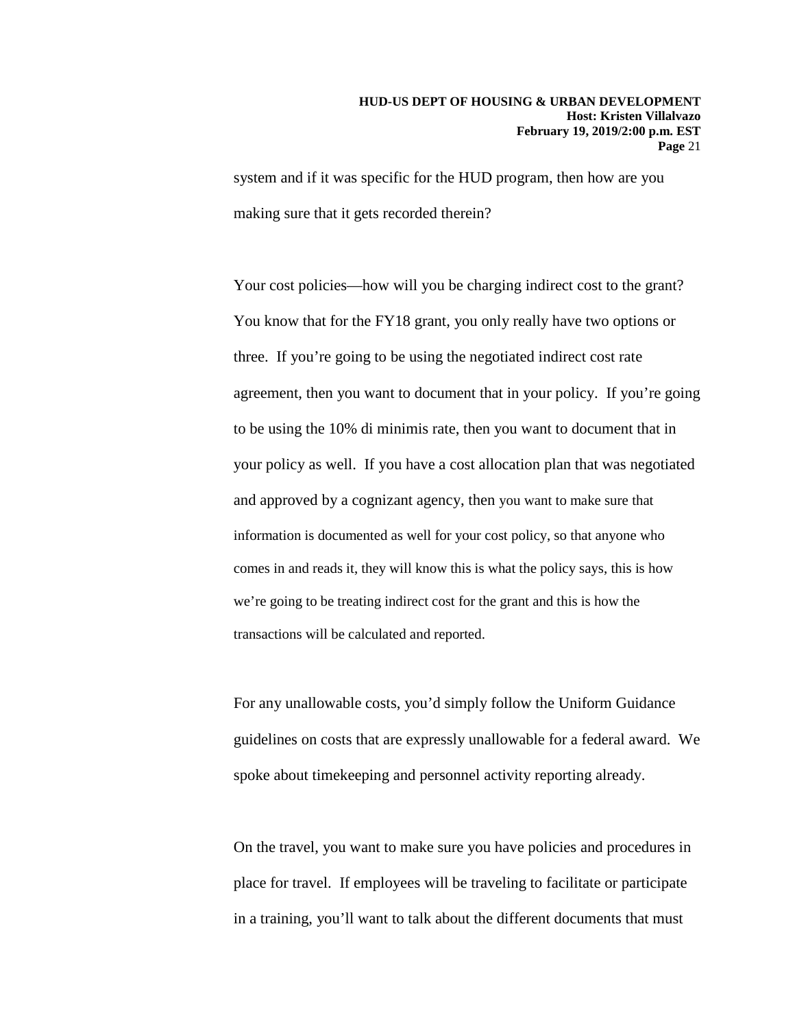system and if it was specific for the HUD program, then how are you making sure that it gets recorded therein?

Your cost policies—how will you be charging indirect cost to the grant? You know that for the FY18 grant, you only really have two options or three. If you're going to be using the negotiated indirect cost rate agreement, then you want to document that in your policy. If you're going to be using the 10% di minimis rate, then you want to document that in your policy as well. If you have a cost allocation plan that was negotiated and approved by a cognizant agency, then you want to make sure that information is documented as well for your cost policy, so that anyone who comes in and reads it, they will know this is what the policy says, this is how we're going to be treating indirect cost for the grant and this is how the transactions will be calculated and reported.

For any unallowable costs, you'd simply follow the Uniform Guidance guidelines on costs that are expressly unallowable for a federal award. We spoke about timekeeping and personnel activity reporting already.

On the travel, you want to make sure you have policies and procedures in place for travel. If employees will be traveling to facilitate or participate in a training, you'll want to talk about the different documents that must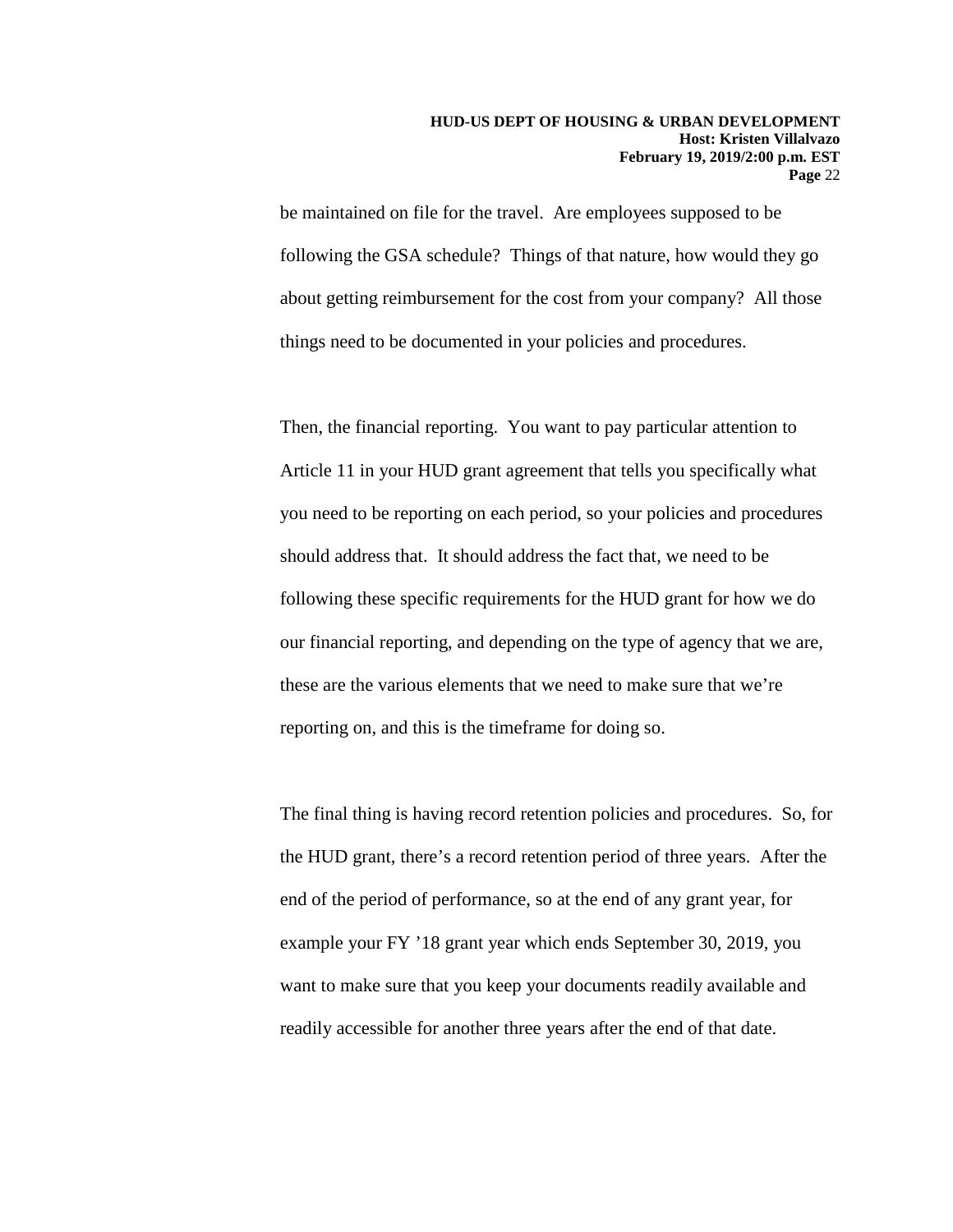be maintained on file for the travel. Are employees supposed to be following the GSA schedule? Things of that nature, how would they go about getting reimbursement for the cost from your company? All those things need to be documented in your policies and procedures.

Then, the financial reporting. You want to pay particular attention to Article 11 in your HUD grant agreement that tells you specifically what you need to be reporting on each period, so your policies and procedures should address that. It should address the fact that, we need to be following these specific requirements for the HUD grant for how we do our financial reporting, and depending on the type of agency that we are, these are the various elements that we need to make sure that we're reporting on, and this is the timeframe for doing so.

The final thing is having record retention policies and procedures. So, for the HUD grant, there's a record retention period of three years. After the end of the period of performance, so at the end of any grant year, for example your FY '18 grant year which ends September 30, 2019, you want to make sure that you keep your documents readily available and readily accessible for another three years after the end of that date.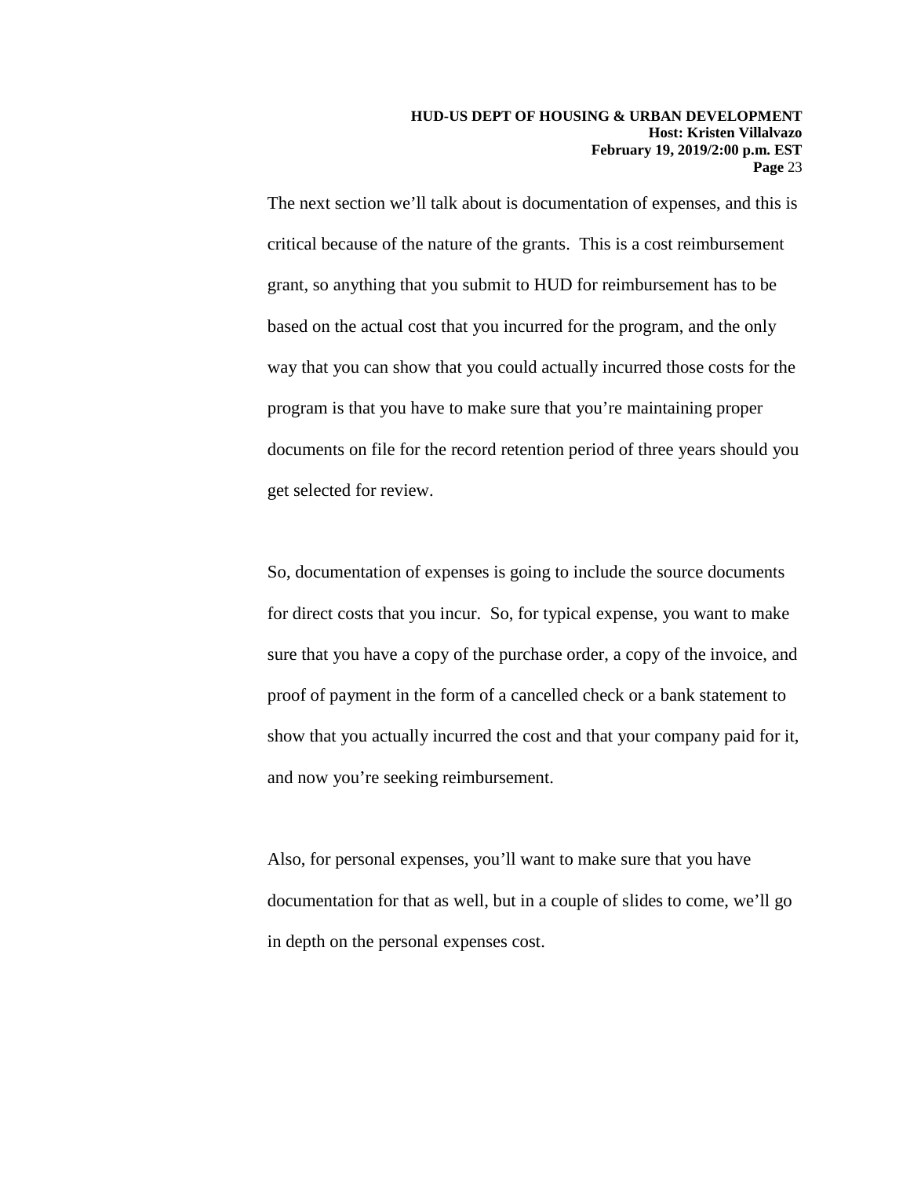The next section we'll talk about is documentation of expenses, and this is critical because of the nature of the grants. This is a cost reimbursement grant, so anything that you submit to HUD for reimbursement has to be based on the actual cost that you incurred for the program, and the only way that you can show that you could actually incurred those costs for the program is that you have to make sure that you're maintaining proper documents on file for the record retention period of three years should you get selected for review.

So, documentation of expenses is going to include the source documents for direct costs that you incur. So, for typical expense, you want to make sure that you have a copy of the purchase order, a copy of the invoice, and proof of payment in the form of a cancelled check or a bank statement to show that you actually incurred the cost and that your company paid for it, and now you're seeking reimbursement.

Also, for personal expenses, you'll want to make sure that you have documentation for that as well, but in a couple of slides to come, we'll go in depth on the personal expenses cost.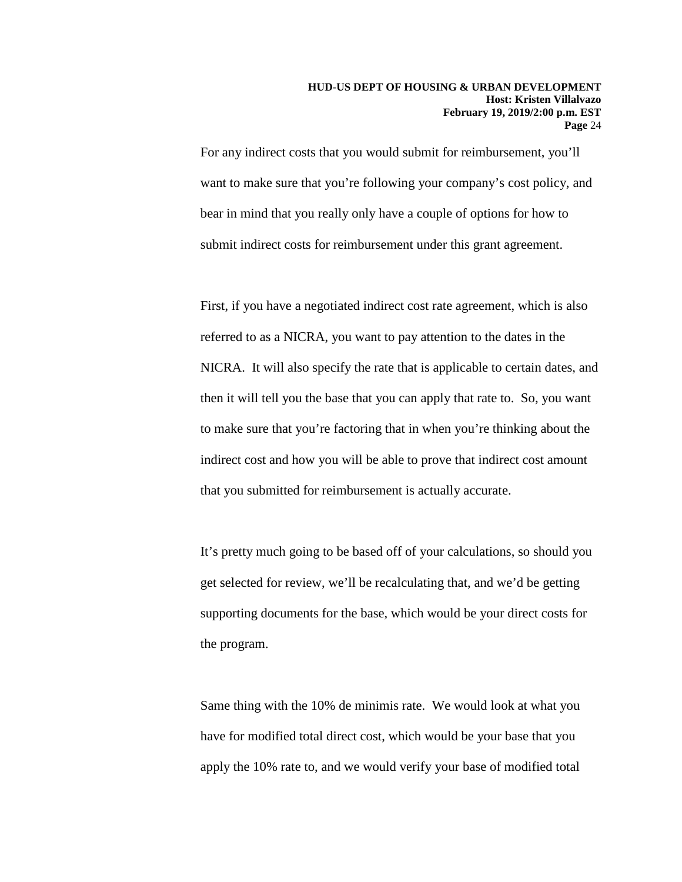For any indirect costs that you would submit for reimbursement, you'll want to make sure that you're following your company's cost policy, and bear in mind that you really only have a couple of options for how to submit indirect costs for reimbursement under this grant agreement.

First, if you have a negotiated indirect cost rate agreement, which is also referred to as a NICRA, you want to pay attention to the dates in the NICRA. It will also specify the rate that is applicable to certain dates, and then it will tell you the base that you can apply that rate to. So, you want to make sure that you're factoring that in when you're thinking about the indirect cost and how you will be able to prove that indirect cost amount that you submitted for reimbursement is actually accurate.

It's pretty much going to be based off of your calculations, so should you get selected for review, we'll be recalculating that, and we'd be getting supporting documents for the base, which would be your direct costs for the program.

Same thing with the 10% de minimis rate. We would look at what you have for modified total direct cost, which would be your base that you apply the 10% rate to, and we would verify your base of modified total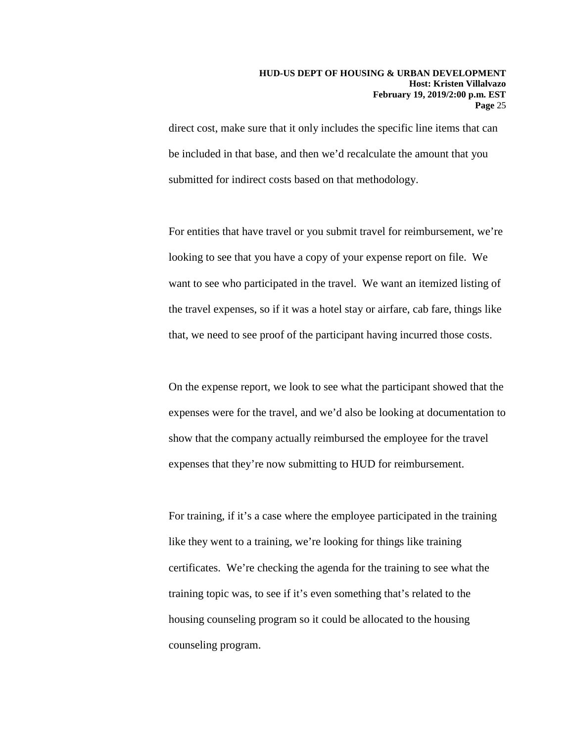direct cost, make sure that it only includes the specific line items that can be included in that base, and then we'd recalculate the amount that you submitted for indirect costs based on that methodology.

For entities that have travel or you submit travel for reimbursement, we're looking to see that you have a copy of your expense report on file. We want to see who participated in the travel. We want an itemized listing of the travel expenses, so if it was a hotel stay or airfare, cab fare, things like that, we need to see proof of the participant having incurred those costs.

On the expense report, we look to see what the participant showed that the expenses were for the travel, and we'd also be looking at documentation to show that the company actually reimbursed the employee for the travel expenses that they're now submitting to HUD for reimbursement.

For training, if it's a case where the employee participated in the training like they went to a training, we're looking for things like training certificates. We're checking the agenda for the training to see what the training topic was, to see if it's even something that's related to the housing counseling program so it could be allocated to the housing counseling program.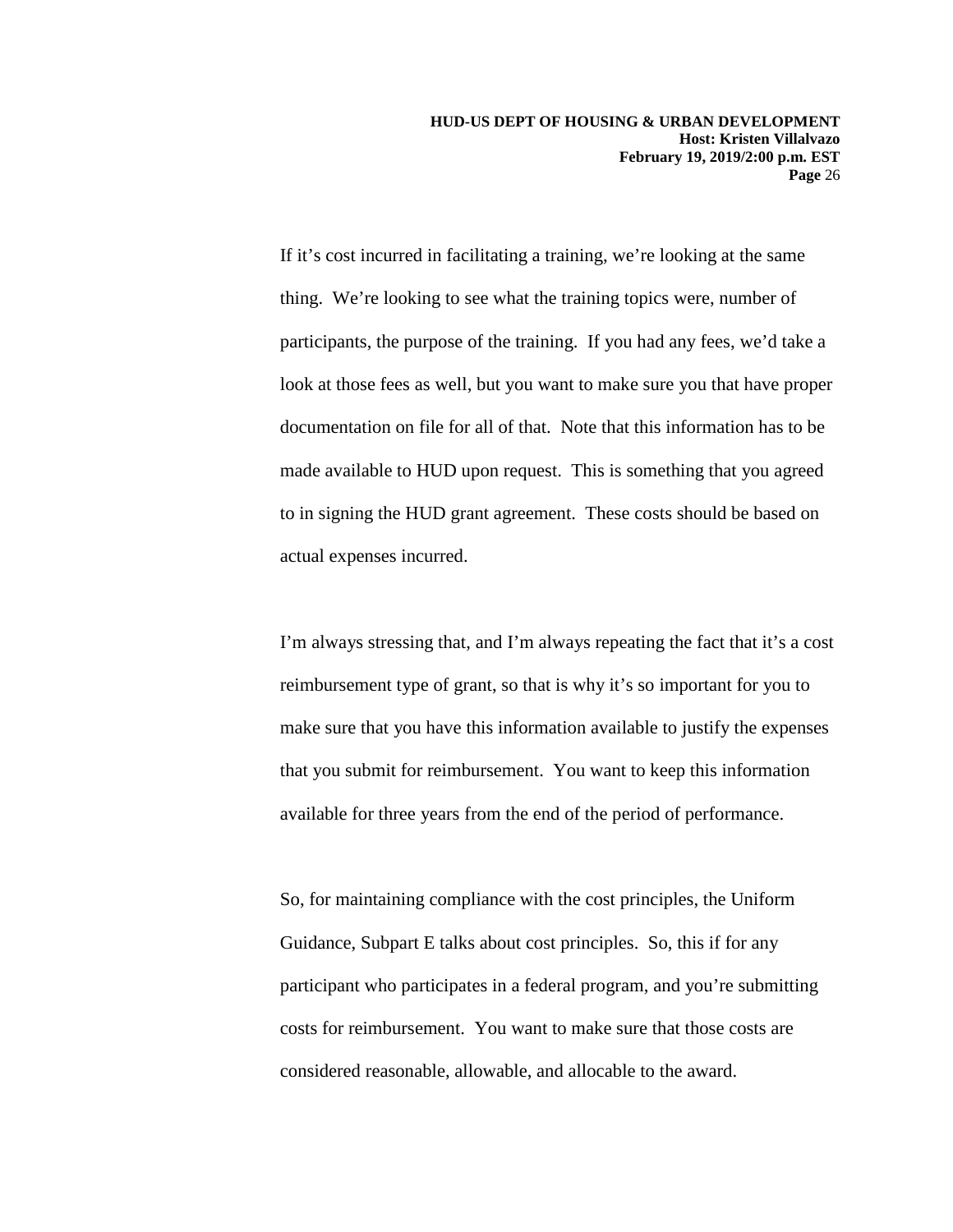If it's cost incurred in facilitating a training, we're looking at the same thing. We're looking to see what the training topics were, number of participants, the purpose of the training. If you had any fees, we'd take a look at those fees as well, but you want to make sure you that have proper documentation on file for all of that. Note that this information has to be made available to HUD upon request. This is something that you agreed to in signing the HUD grant agreement. These costs should be based on actual expenses incurred.

I'm always stressing that, and I'm always repeating the fact that it's a cost reimbursement type of grant, so that is why it's so important for you to make sure that you have this information available to justify the expenses that you submit for reimbursement. You want to keep this information available for three years from the end of the period of performance.

So, for maintaining compliance with the cost principles, the Uniform Guidance, Subpart E talks about cost principles. So, this if for any participant who participates in a federal program, and you're submitting costs for reimbursement. You want to make sure that those costs are considered reasonable, allowable, and allocable to the award.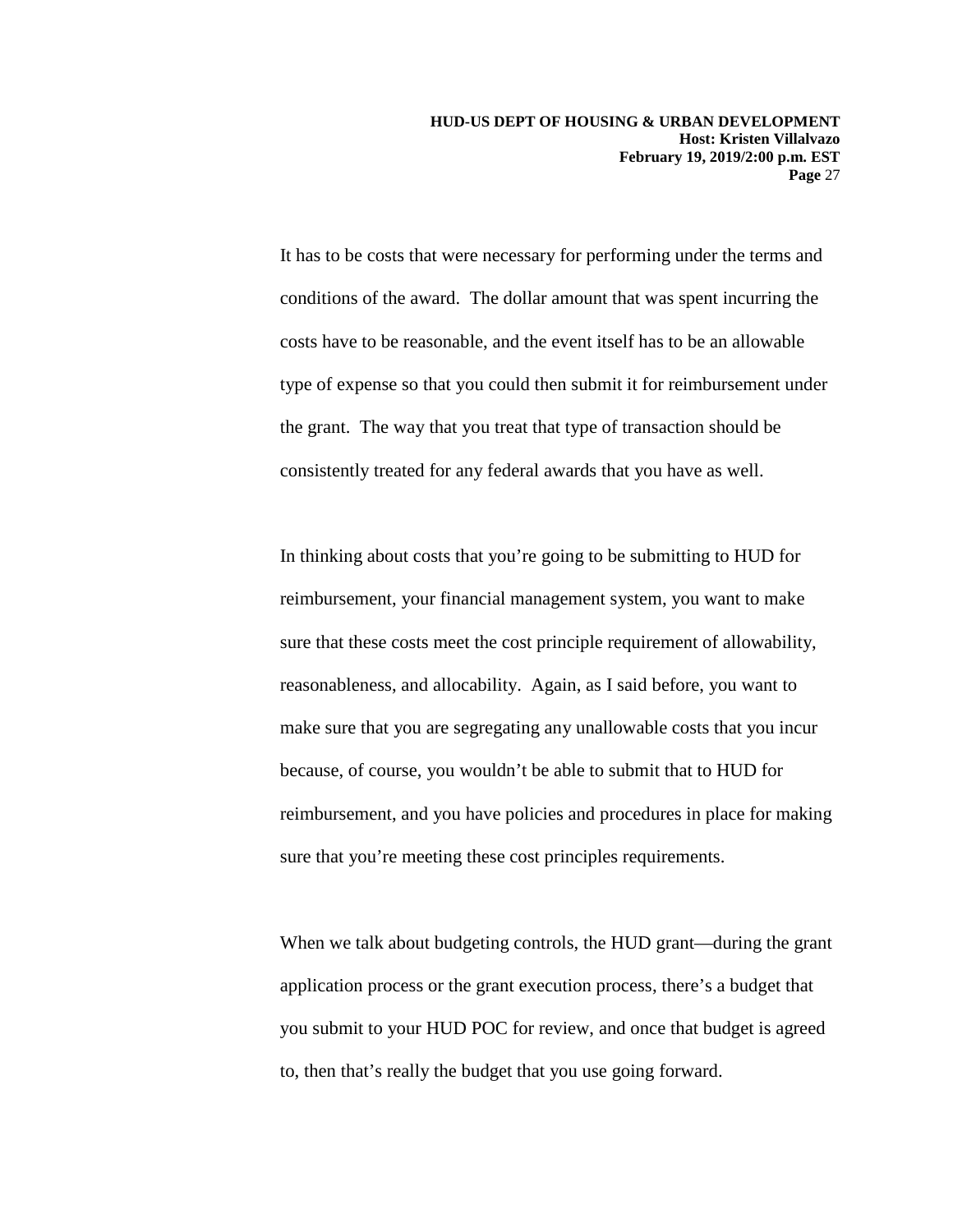It has to be costs that were necessary for performing under the terms and conditions of the award. The dollar amount that was spent incurring the costs have to be reasonable, and the event itself has to be an allowable type of expense so that you could then submit it for reimbursement under the grant. The way that you treat that type of transaction should be consistently treated for any federal awards that you have as well.

In thinking about costs that you're going to be submitting to HUD for reimbursement, your financial management system, you want to make sure that these costs meet the cost principle requirement of allowability, reasonableness, and allocability. Again, as I said before, you want to make sure that you are segregating any unallowable costs that you incur because, of course, you wouldn't be able to submit that to HUD for reimbursement, and you have policies and procedures in place for making sure that you're meeting these cost principles requirements.

When we talk about budgeting controls, the HUD grant—during the grant application process or the grant execution process, there's a budget that you submit to your HUD POC for review, and once that budget is agreed to, then that's really the budget that you use going forward.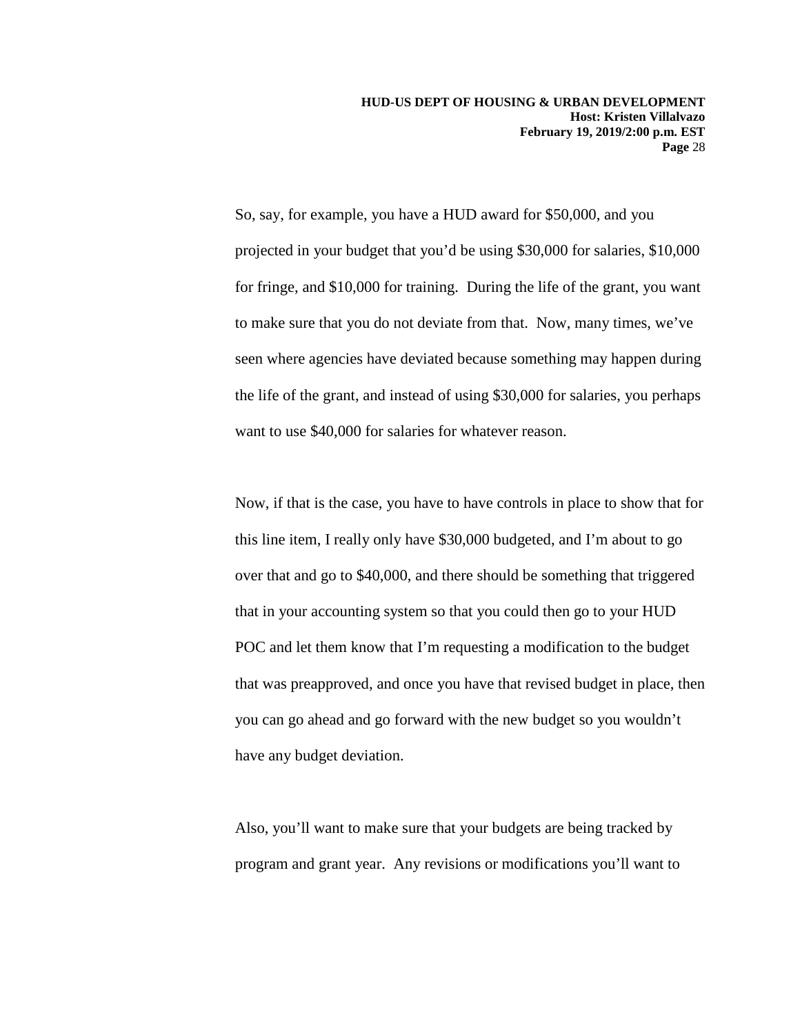So, say, for example, you have a HUD award for $50,000, and you projected in your budget that you'd be using $30,000 for salaries, $10,000 for fringe, and $10,000 for training. During the life of the grant, you want to make sure that you do not deviate from that. Now, many times, we've seen where agencies have deviated because something may happen during the life of the grant, and instead of using $30,000 for salaries, you perhaps want to use $40,000 for salaries for whatever reason.

Now, if that is the case, you have to have controls in place to show that for this line item, I really only have $30,000 budgeted, and I'm about to go over that and go to $40,000, and there should be something that triggered that in your accounting system so that you could then go to your HUD POC and let them know that I'm requesting a modification to the budget that was preapproved, and once you have that revised budget in place, then you can go ahead and go forward with the new budget so you wouldn't have any budget deviation.

Also, you'll want to make sure that your budgets are being tracked by program and grant year. Any revisions or modifications you'll want to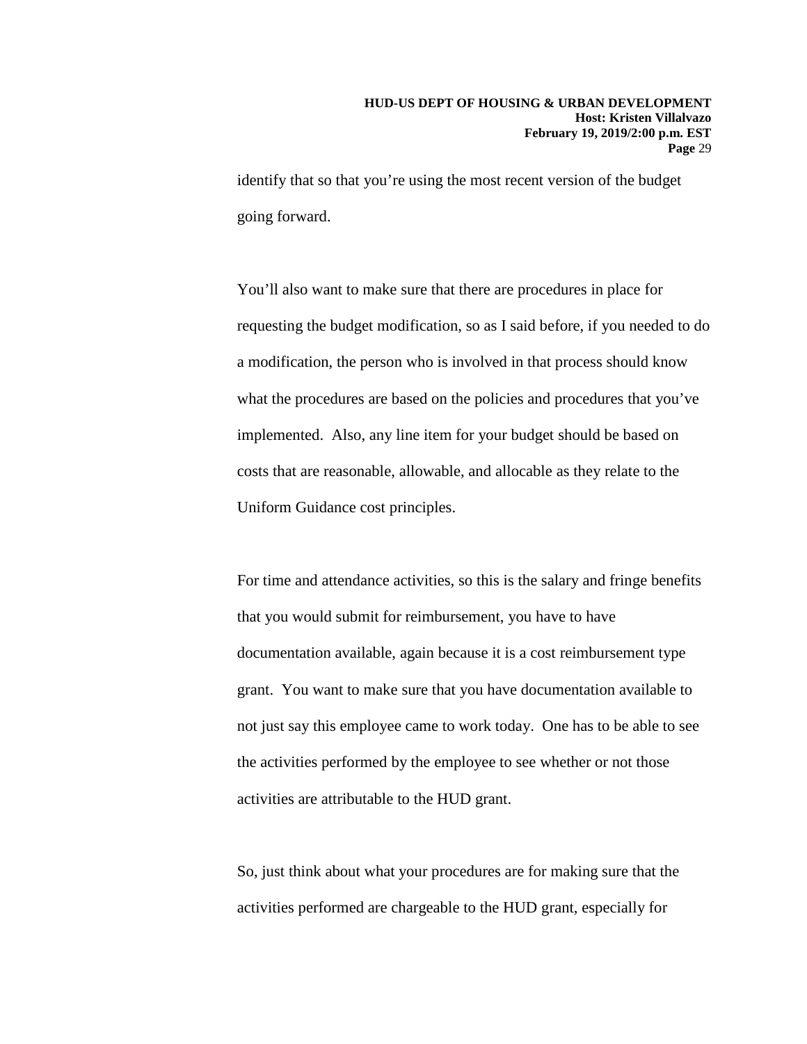identify that so that you're using the most recent version of the budget going forward.

You'll also want to make sure that there are procedures in place for requesting the budget modification, so as I said before, if you needed to do a modification, the person who is involved in that process should know what the procedures are based on the policies and procedures that you've implemented. Also, any line item for your budget should be based on costs that are reasonable, allowable, and allocable as they relate to the Uniform Guidance cost principles.

For time and attendance activities, so this is the salary and fringe benefits that you would submit for reimbursement, you have to have documentation available, again because it is a cost reimbursement type grant. You want to make sure that you have documentation available to not just say this employee came to work today. One has to be able to see the activities performed by the employee to see whether or not those activities are attributable to the HUD grant.

So, just think about what your procedures are for making sure that the activities performed are chargeable to the HUD grant, especially for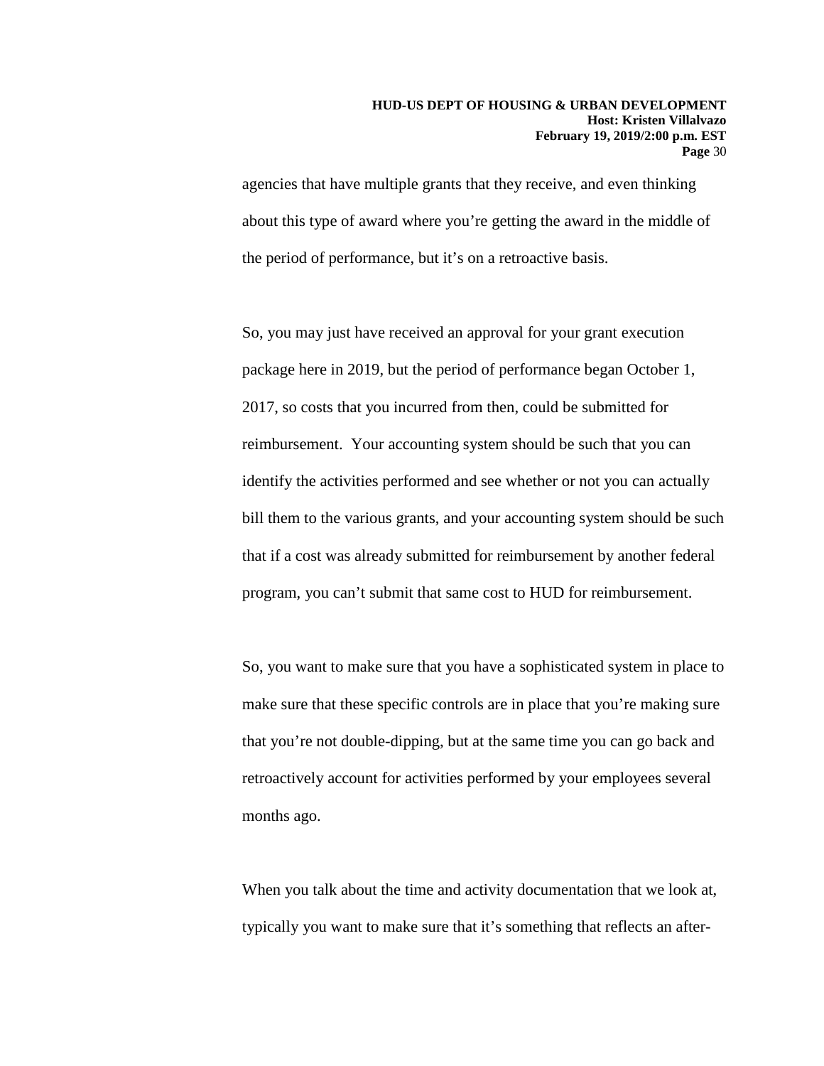agencies that have multiple grants that they receive, and even thinking about this type of award where you're getting the award in the middle of the period of performance, but it's on a retroactive basis.

So, you may just have received an approval for your grant execution package here in 2019, but the period of performance began October 1, 2017, so costs that you incurred from then, could be submitted for reimbursement. Your accounting system should be such that you can identify the activities performed and see whether or not you can actually bill them to the various grants, and your accounting system should be such that if a cost was already submitted for reimbursement by another federal program, you can't submit that same cost to HUD for reimbursement.

So, you want to make sure that you have a sophisticated system in place to make sure that these specific controls are in place that you're making sure that you're not double-dipping, but at the same time you can go back and retroactively account for activities performed by your employees several months ago.

When you talk about the time and activity documentation that we look at, typically you want to make sure that it's something that reflects an after-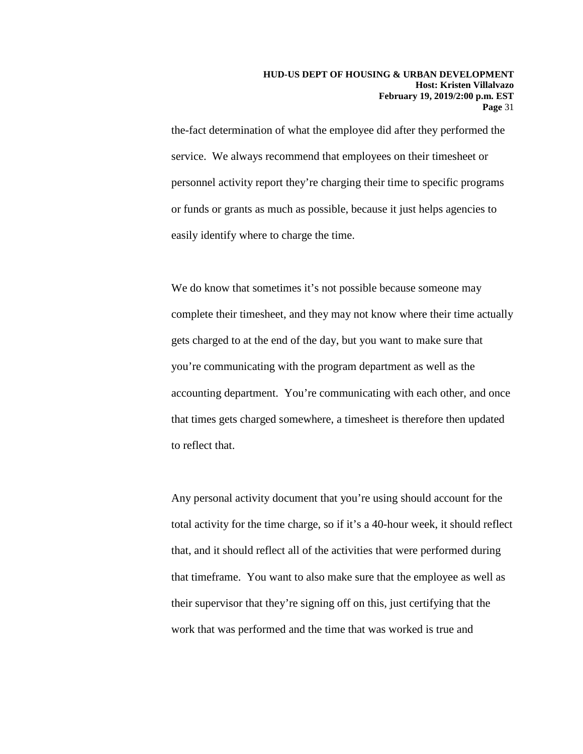the-fact determination of what the employee did after they performed the service. We always recommend that employees on their timesheet or personnel activity report they're charging their time to specific programs or funds or grants as much as possible, because it just helps agencies to easily identify where to charge the time.

We do know that sometimes it's not possible because someone may complete their timesheet, and they may not know where their time actually gets charged to at the end of the day, but you want to make sure that you're communicating with the program department as well as the accounting department. You're communicating with each other, and once that times gets charged somewhere, a timesheet is therefore then updated to reflect that.

Any personal activity document that you're using should account for the total activity for the time charge, so if it's a 40-hour week, it should reflect that, and it should reflect all of the activities that were performed during that timeframe. You want to also make sure that the employee as well as their supervisor that they're signing off on this, just certifying that the work that was performed and the time that was worked is true and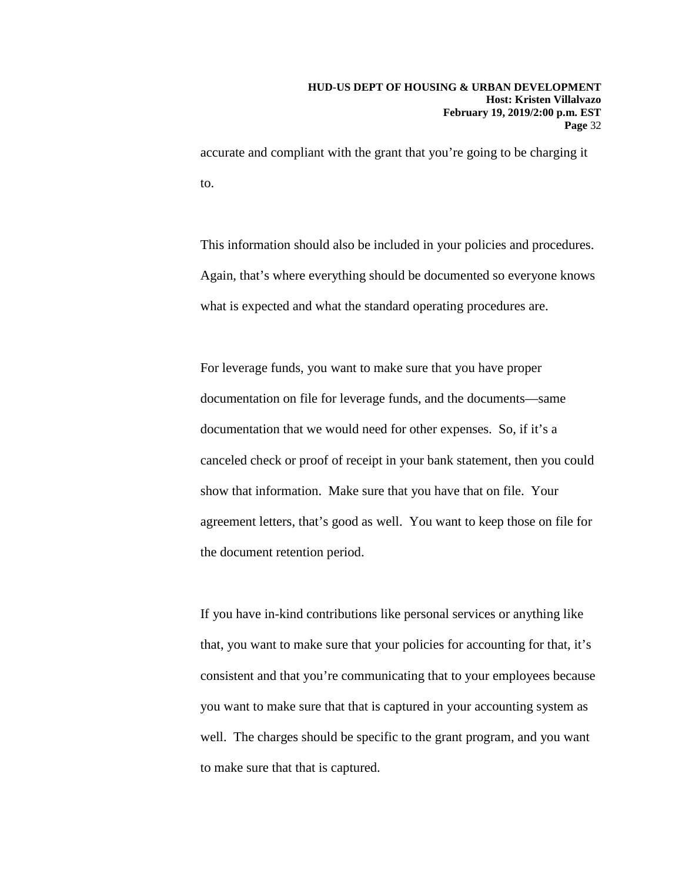accurate and compliant with the grant that you're going to be charging it to.

This information should also be included in your policies and procedures. Again, that's where everything should be documented so everyone knows what is expected and what the standard operating procedures are.

For leverage funds, you want to make sure that you have proper documentation on file for leverage funds, and the documents—same documentation that we would need for other expenses. So, if it's a canceled check or proof of receipt in your bank statement, then you could show that information. Make sure that you have that on file. Your agreement letters, that's good as well. You want to keep those on file for the document retention period.

If you have in-kind contributions like personal services or anything like that, you want to make sure that your policies for accounting for that, it's consistent and that you're communicating that to your employees because you want to make sure that that is captured in your accounting system as well. The charges should be specific to the grant program, and you want to make sure that that is captured.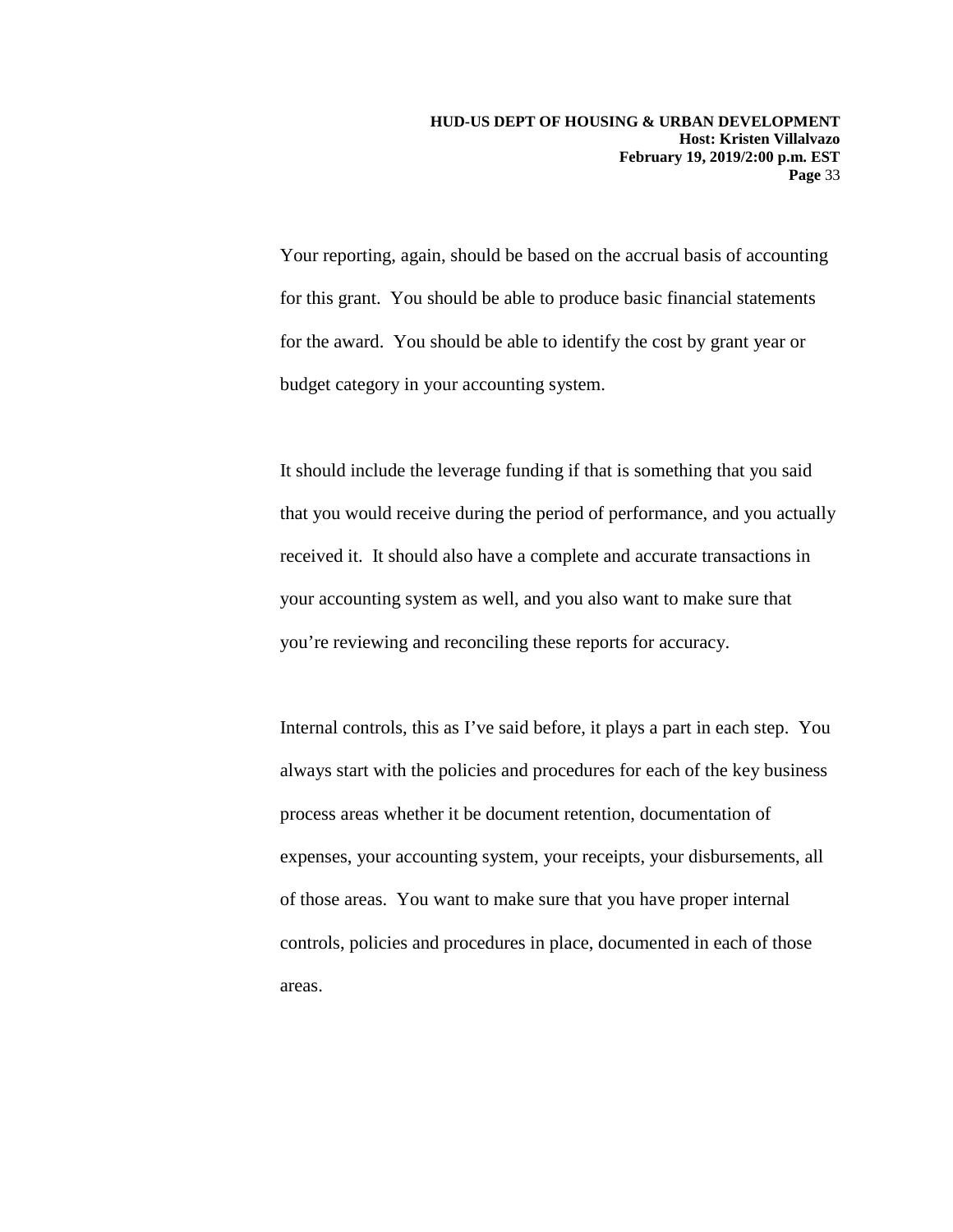Your reporting, again, should be based on the accrual basis of accounting for this grant. You should be able to produce basic financial statements for the award. You should be able to identify the cost by grant year or budget category in your accounting system.

It should include the leverage funding if that is something that you said that you would receive during the period of performance, and you actually received it. It should also have a complete and accurate transactions in your accounting system as well, and you also want to make sure that you're reviewing and reconciling these reports for accuracy.

Internal controls, this as I've said before, it plays a part in each step. You always start with the policies and procedures for each of the key business process areas whether it be document retention, documentation of expenses, your accounting system, your receipts, your disbursements, all of those areas. You want to make sure that you have proper internal controls, policies and procedures in place, documented in each of those areas.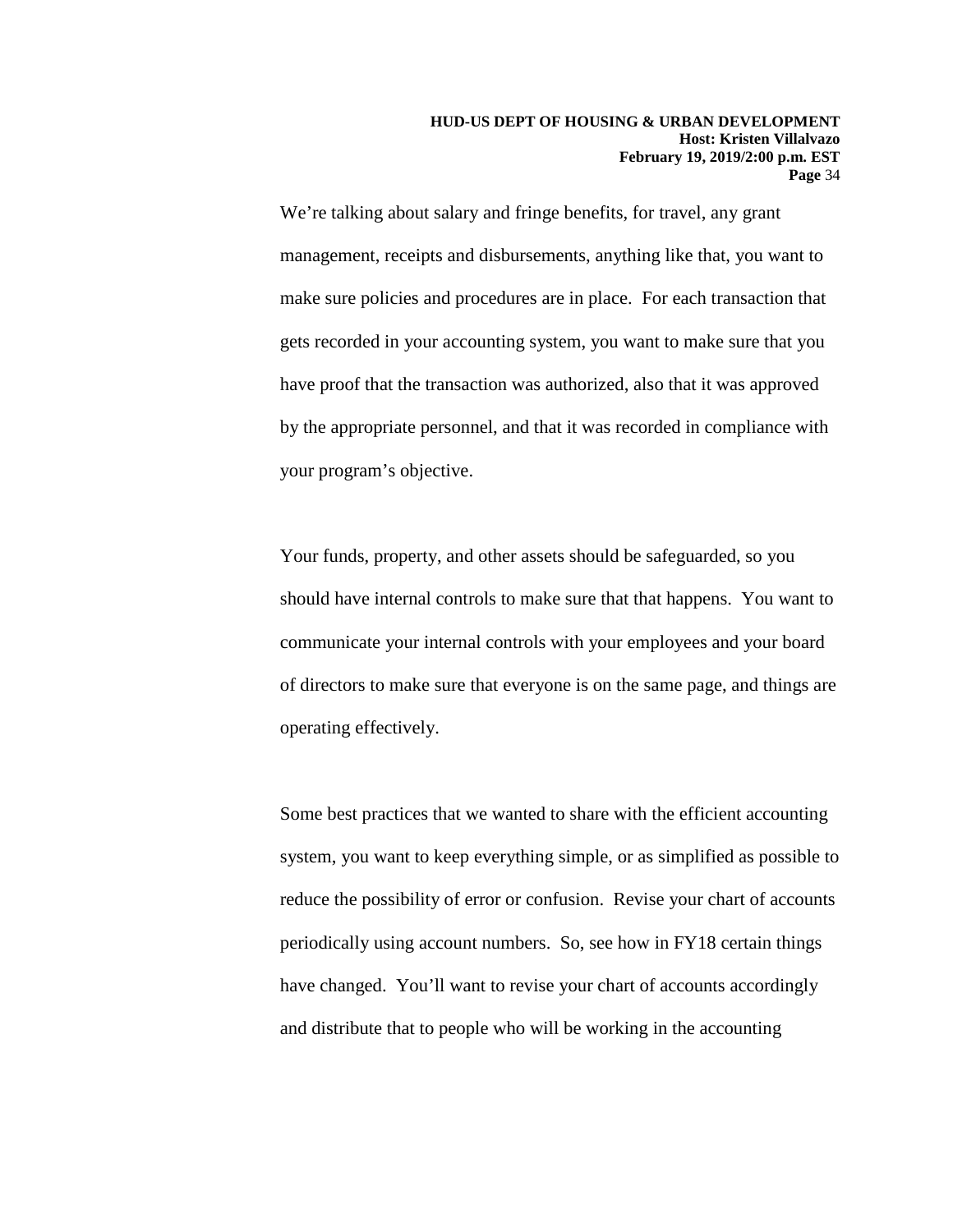We're talking about salary and fringe benefits, for travel, any grant management, receipts and disbursements, anything like that, you want to make sure policies and procedures are in place. For each transaction that gets recorded in your accounting system, you want to make sure that you have proof that the transaction was authorized, also that it was approved by the appropriate personnel, and that it was recorded in compliance with your program's objective.

Your funds, property, and other assets should be safeguarded, so you should have internal controls to make sure that that happens. You want to communicate your internal controls with your employees and your board of directors to make sure that everyone is on the same page, and things are operating effectively.

Some best practices that we wanted to share with the efficient accounting system, you want to keep everything simple, or as simplified as possible to reduce the possibility of error or confusion. Revise your chart of accounts periodically using account numbers. So, see how in FY18 certain things have changed. You'll want to revise your chart of accounts accordingly and distribute that to people who will be working in the accounting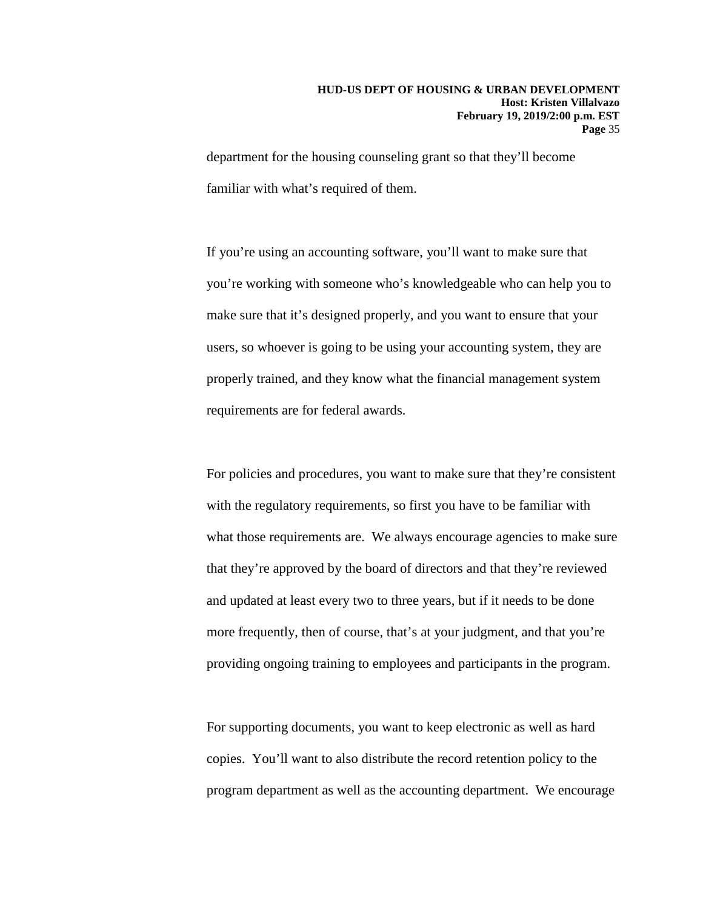department for the housing counseling grant so that they'll become familiar with what's required of them.

If you're using an accounting software, you'll want to make sure that you're working with someone who's knowledgeable who can help you to make sure that it's designed properly, and you want to ensure that your users, so whoever is going to be using your accounting system, they are properly trained, and they know what the financial management system requirements are for federal awards.

For policies and procedures, you want to make sure that they're consistent with the regulatory requirements, so first you have to be familiar with what those requirements are. We always encourage agencies to make sure that they're approved by the board of directors and that they're reviewed and updated at least every two to three years, but if it needs to be done more frequently, then of course, that's at your judgment, and that you're providing ongoing training to employees and participants in the program.

For supporting documents, you want to keep electronic as well as hard copies. You'll want to also distribute the record retention policy to the program department as well as the accounting department. We encourage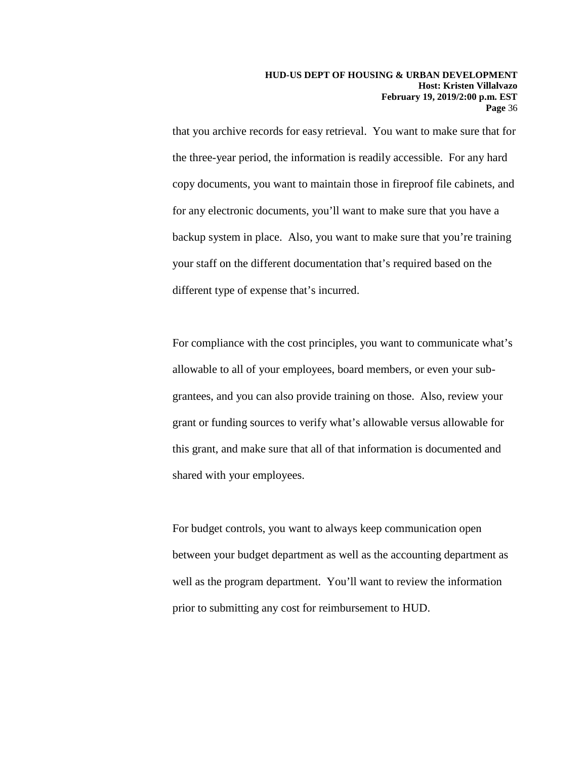that you archive records for easy retrieval.  You want to make sure that for the three-year period, the information is readily accessible.  For any hard copy documents, you want to maintain those in fireproof file cabinets, and for any electronic documents, you'll want to make sure that you have a backup system in place.  Also, you want to make sure that you're training your staff on the different documentation that's required based on the different type of expense that's incurred.

For compliance with the cost principles, you want to communicate what's allowable to all of your employees, board members, or even your sub-grantees, and you can also provide training on those.  Also, review your grant or funding sources to verify what's allowable versus allowable for this grant, and make sure that all of that information is documented and shared with your employees.

For budget controls, you want to always keep communication open between your budget department as well as the accounting department as well as the program department.  You'll want to review the information prior to submitting any cost for reimbursement to HUD.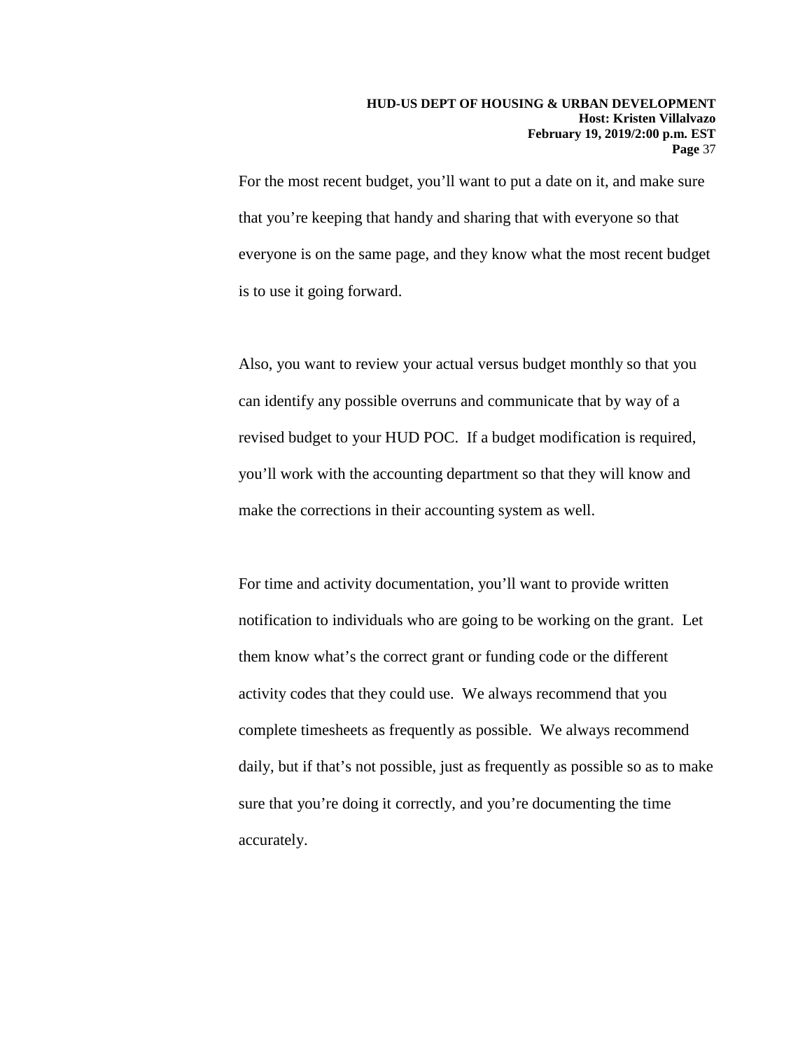For the most recent budget, you'll want to put a date on it, and make sure that you're keeping that handy and sharing that with everyone so that everyone is on the same page, and they know what the most recent budget is to use it going forward.

Also, you want to review your actual versus budget monthly so that you can identify any possible overruns and communicate that by way of a revised budget to your HUD POC. If a budget modification is required, you'll work with the accounting department so that they will know and make the corrections in their accounting system as well.

For time and activity documentation, you'll want to provide written notification to individuals who are going to be working on the grant. Let them know what's the correct grant or funding code or the different activity codes that they could use. We always recommend that you complete timesheets as frequently as possible. We always recommend daily, but if that's not possible, just as frequently as possible so as to make sure that you're doing it correctly, and you're documenting the time accurately.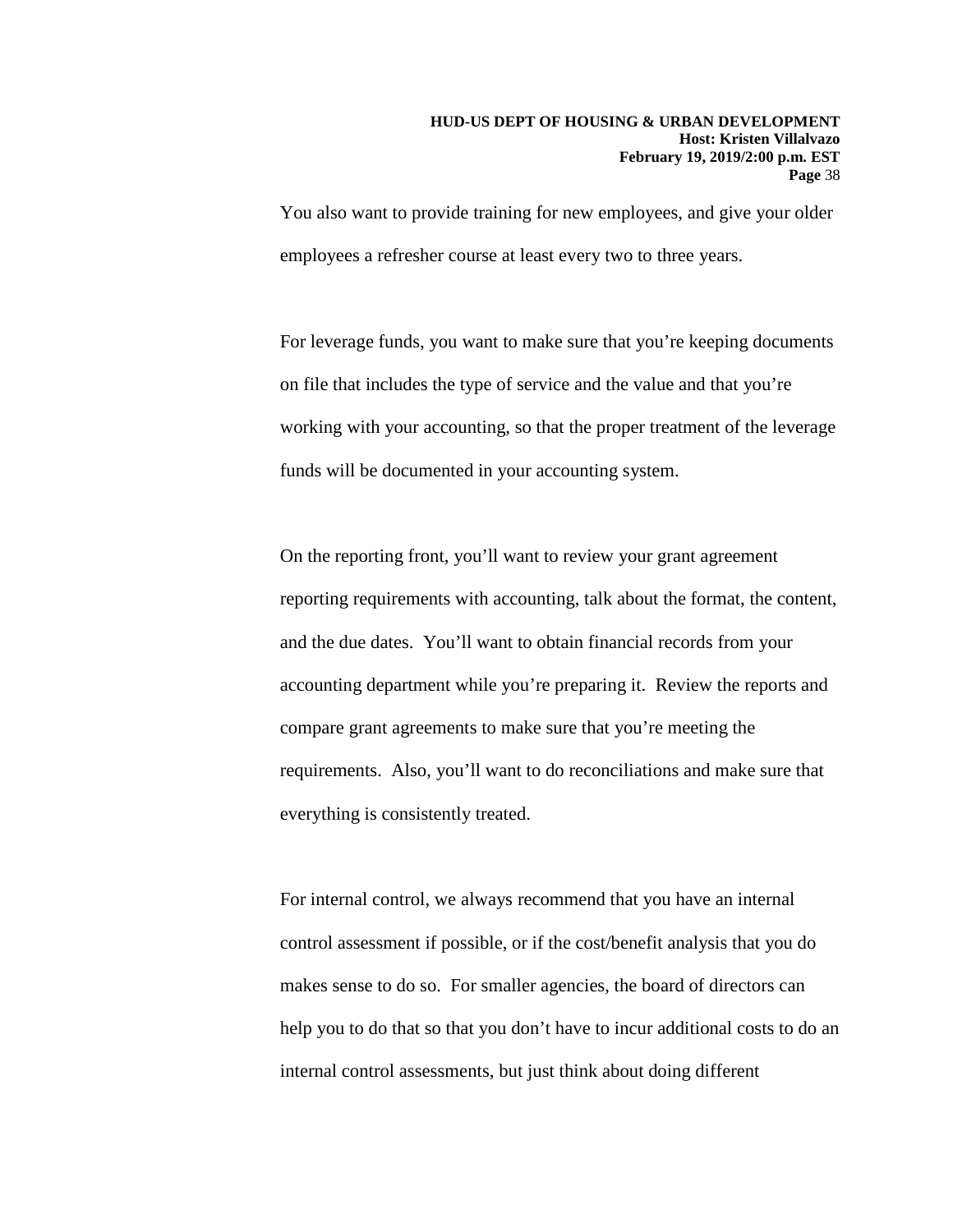You also want to provide training for new employees, and give your older employees a refresher course at least every two to three years.

For leverage funds, you want to make sure that you're keeping documents on file that includes the type of service and the value and that you're working with your accounting, so that the proper treatment of the leverage funds will be documented in your accounting system.

On the reporting front, you'll want to review your grant agreement reporting requirements with accounting, talk about the format, the content, and the due dates. You'll want to obtain financial records from your accounting department while you're preparing it. Review the reports and compare grant agreements to make sure that you're meeting the requirements. Also, you'll want to do reconciliations and make sure that everything is consistently treated.

For internal control, we always recommend that you have an internal control assessment if possible, or if the cost/benefit analysis that you do makes sense to do so. For smaller agencies, the board of directors can help you to do that so that you don't have to incur additional costs to do an internal control assessments, but just think about doing different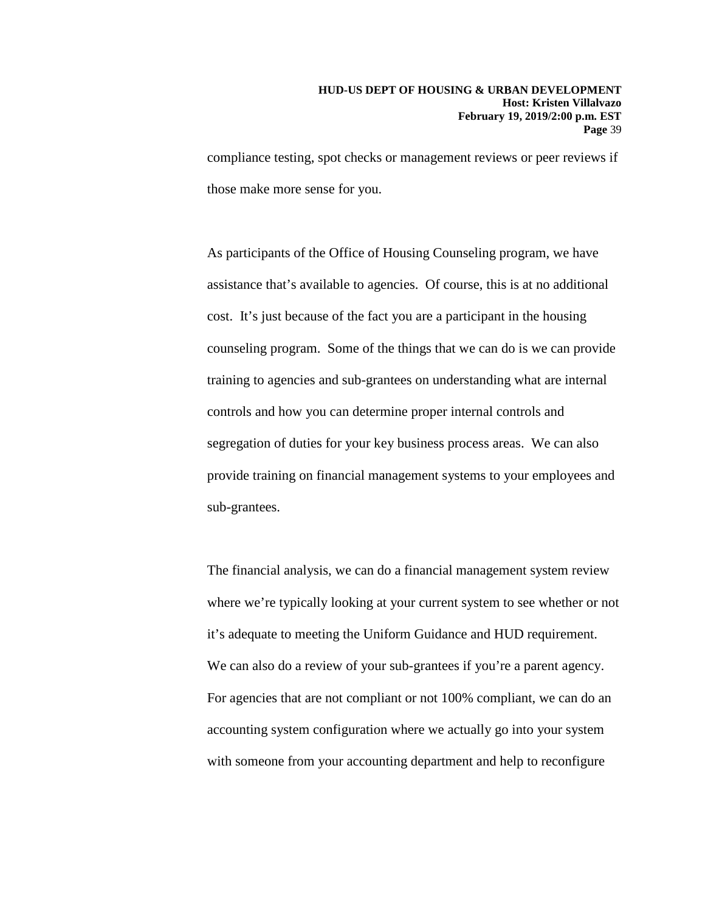compliance testing, spot checks or management reviews or peer reviews if those make more sense for you.

As participants of the Office of Housing Counseling program, we have assistance that's available to agencies. Of course, this is at no additional cost. It's just because of the fact you are a participant in the housing counseling program. Some of the things that we can do is we can provide training to agencies and sub-grantees on understanding what are internal controls and how you can determine proper internal controls and segregation of duties for your key business process areas. We can also provide training on financial management systems to your employees and sub-grantees.

The financial analysis, we can do a financial management system review where we're typically looking at your current system to see whether or not it's adequate to meeting the Uniform Guidance and HUD requirement. We can also do a review of your sub-grantees if you're a parent agency. For agencies that are not compliant or not 100% compliant, we can do an accounting system configuration where we actually go into your system with someone from your accounting department and help to reconfigure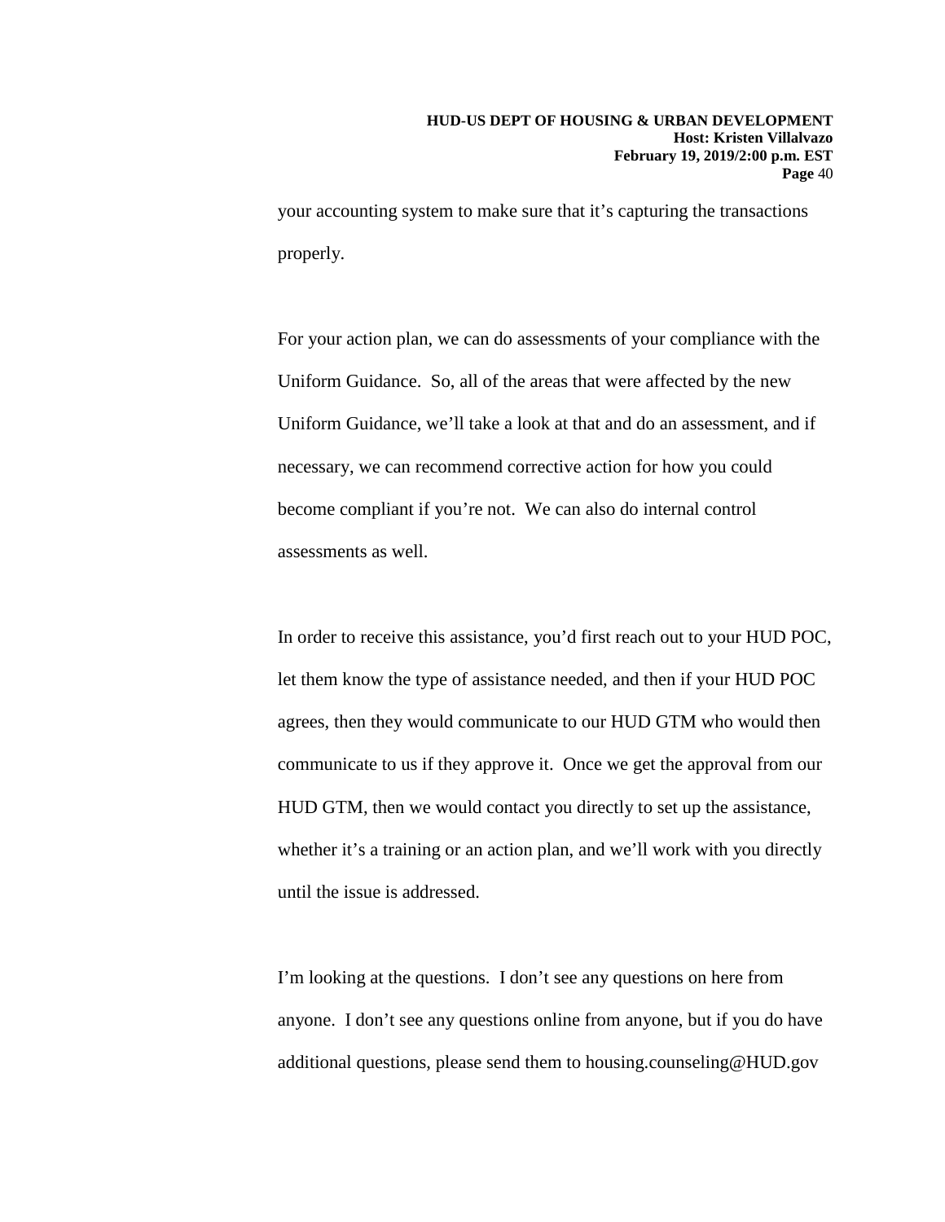your accounting system to make sure that it's capturing the transactions properly.

For your action plan, we can do assessments of your compliance with the Uniform Guidance. So, all of the areas that were affected by the new Uniform Guidance, we'll take a look at that and do an assessment, and if necessary, we can recommend corrective action for how you could become compliant if you're not. We can also do internal control assessments as well.

In order to receive this assistance, you'd first reach out to your HUD POC, let them know the type of assistance needed, and then if your HUD POC agrees, then they would communicate to our HUD GTM who would then communicate to us if they approve it. Once we get the approval from our HUD GTM, then we would contact you directly to set up the assistance, whether it's a training or an action plan, and we'll work with you directly until the issue is addressed.

I'm looking at the questions. I don't see any questions on here from anyone. I don't see any questions online from anyone, but if you do have additional questions, please send them to housing.counseling@HUD.gov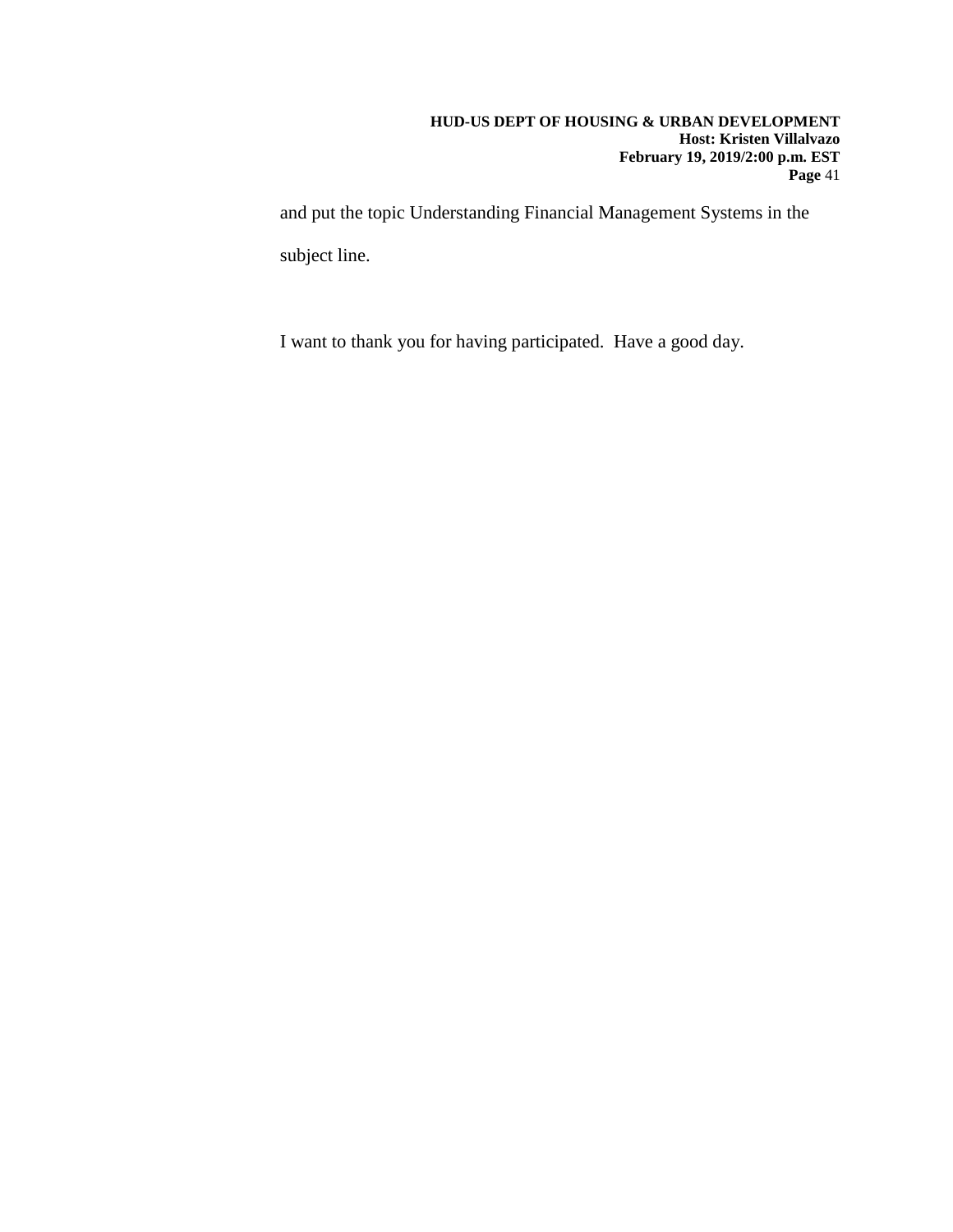and put the topic Understanding Financial Management Systems in the subject line.

I want to thank you for having participated. Have a good day.